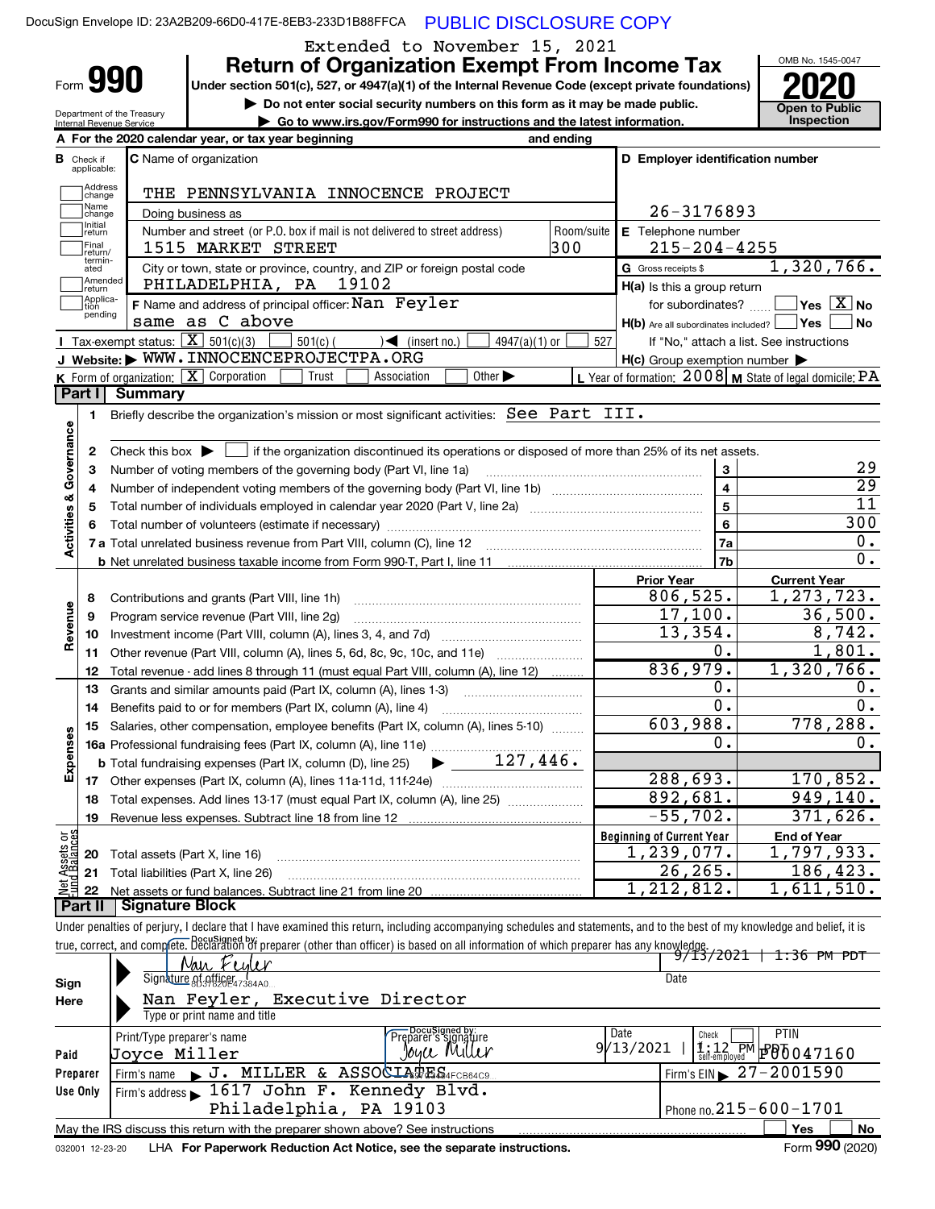DocuSign Envelope ID: 23A2B209-66D0-417E-8EB3-233D1B88FFCA PUBLIC DISCLOSURE COPY

Extended to November 15, 2021

# Form 990 — Return of Organization Exempt From Income Tax — 2020

Under section 501(c), 527, or 4947(a)(1) of the Internal Revenue Code (except private foundations)

▶ Do not enter social security numbers on this form as it may be made public.

▶ Go to www.irs.gov/Form990 for instructions and the latest information.

Department of the Treasury Internal Revenue Service

OMB No. 1545-0047 — Open to Public Inspection

**A** For the 2020 calendar year, or tax year beginning and ending

**B** Check if applicable: Address change, Name change, Initial return, Final return/terminated, Amended return, Application pending

**C** Name of organization: THE PENNSYLVANIA INNOCENCE PROJECT

Doing business as

Number and street (or P.O. box if mail is not delivered to street address): 1515 MARKET STREET — Room/suite: 300

City or town, state or province, country, and ZIP or foreign postal code: PHILADELPHIA, PA 19102

**D** Employer identification number: 26-3176893

**E** Telephone number: 215-204-4255

**G** Gross receipts $ 1,320,766.

**F** Name and address of principal officer: Nan Feyler, same as C above

**H(a)** Is this a group return for subordinates? ☐ Yes ☒ No

**H(b)** Are all subordinates included? ☐ Yes ☐ No — If "No," attach a list. See instructions

**H(c)** Group exemption number ▶

**I** Tax-exempt status: ☒ 501(c)(3) ☐ 501(c) ( ) ◀ (insert no.) ☐ 4947(a)(1) or ☐ 527

**J** Website: ▶ WWW.INNOCENCEPROJECTPA.ORG

**K** Form of organization: ☒ Corporation ☐ Trust ☐ Association ☐ Other ▶

**L** Year of formation: 2008 **M** State of legal domicile: PA

## Part I Summary

**Activities & Governance**

1 Briefly describe the organization's mission or most significant activities: See Part III.

2 Check this box ▶ ☐ if the organization discontinued its operations or disposed of more than 25% of its net assets.

| | | | |
|---|---|---|---|
| 3 | Number of voting members of the governing body (Part VI, line 1a) | 3 | 29 |
| 4 | Number of independent voting members of the governing body (Part VI, line 1b) | 4 | 29 |
| 5 | Total number of individuals employed in calendar year 2020 (Part V, line 2a) | 5 | 11 |
| 6 | Total number of volunteers (estimate if necessary) | 6 | 300 |
| 7a | Total unrelated business revenue from Part VIII, column (C), line 12 | 7a | 0. |
| b | Net unrelated business taxable income from Form 990-T, Part I, line 11 | 7b | 0. |

| | | Prior Year | Current Year |
|---|---|---|---|
| **Revenue** | | | |
| 8 | Contributions and grants (Part VIII, line 1h) | 806,525. | 1,273,723. |
| 9 | Program service revenue (Part VIII, line 2g) | 17,100. | 36,500. |
| 10 | Investment income (Part VIII, column (A), lines 3, 4, and 7d) | 13,354. | 8,742. |
| 11 | Other revenue (Part VIII, column (A), lines 5, 6d, 8c, 9c, 10c, and 11e) | 0. | 1,801. |
| 12 | Total revenue - add lines 8 through 11 (must equal Part VIII, column (A), line 12) | 836,979. | 1,320,766. |
| **Expenses** | | | |
| 13 | Grants and similar amounts paid (Part IX, column (A), lines 1-3) | 0. | 0. |
| 14 | Benefits paid to or for members (Part IX, column (A), line 4) | 0. | 0. |
| 15 | Salaries, other compensation, employee benefits (Part IX, column (A), lines 5-10) | 603,988. | 778,288. |
| 16a | Professional fundraising fees (Part IX, column (A), line 11e) | 0. | 0. |
| b | Total fundraising expenses (Part IX, column (D), line 25) ▶ 127,446. | | |
| 17 | Other expenses (Part IX, column (A), lines 11a-11d, 11f-24e) | 288,693. | 170,852. |
| 18 | Total expenses. Add lines 13-17 (must equal Part IX, column (A), line 25) | 892,681. | 949,140. |
| 19 | Revenue less expenses. Subtract line 18 from line 12 | -55,702. | 371,626. |
| **Net Assets or Fund Balances** | | **Beginning of Current Year** | **End of Year** |
| 20 | Total assets (Part X, line 16) | 1,239,077. | 1,797,933. |
| 21 | Total liabilities (Part X, line 26) | 26,265. | 186,423. |
| 22 | Net assets or fund balances. Subtract line 21 from line 20 | 1,212,812. | 1,611,510. |

## Part II Signature Block

Under penalties of perjury, I declare that I have examined this return, including accompanying schedules and statements, and to the best of my knowledge and belief, it is true, correct, and complete. Declaration of preparer (other than officer) is based on all information of which preparer has any knowledge.

**Sign Here**

Signature of officer: Nan Feyler (DocuSigned by) — Date: 9/13/2021 | 1:36 PM PDT

Nan Feyler, Executive Director — Type or print name and title

**Paid Preparer Use Only**

| Print/Type preparer's name | Preparer's signature | Date | Check ☐ if self-employed | PTIN |
|---|---|---|---|---|
| Joyce Miller | Joyce Miller (DocuSigned by) | 9/13/2021 \| 1:12 PM PDT | | P00047160 |

Firm's name ▶ J. MILLER & ASSOCIATES — Firm's EIN ▶ 27-2001590

Firm's address ▶ 1617 John F. Kennedy Blvd. Philadelphia, PA 19103 — Phone no. 215-600-1701

May the IRS discuss this return with the preparer shown above? See instructions ☐ Yes ☐ No

032001 12-23-20 LHA For Paperwork Reduction Act Notice, see the separate instructions. Form 990 (2020)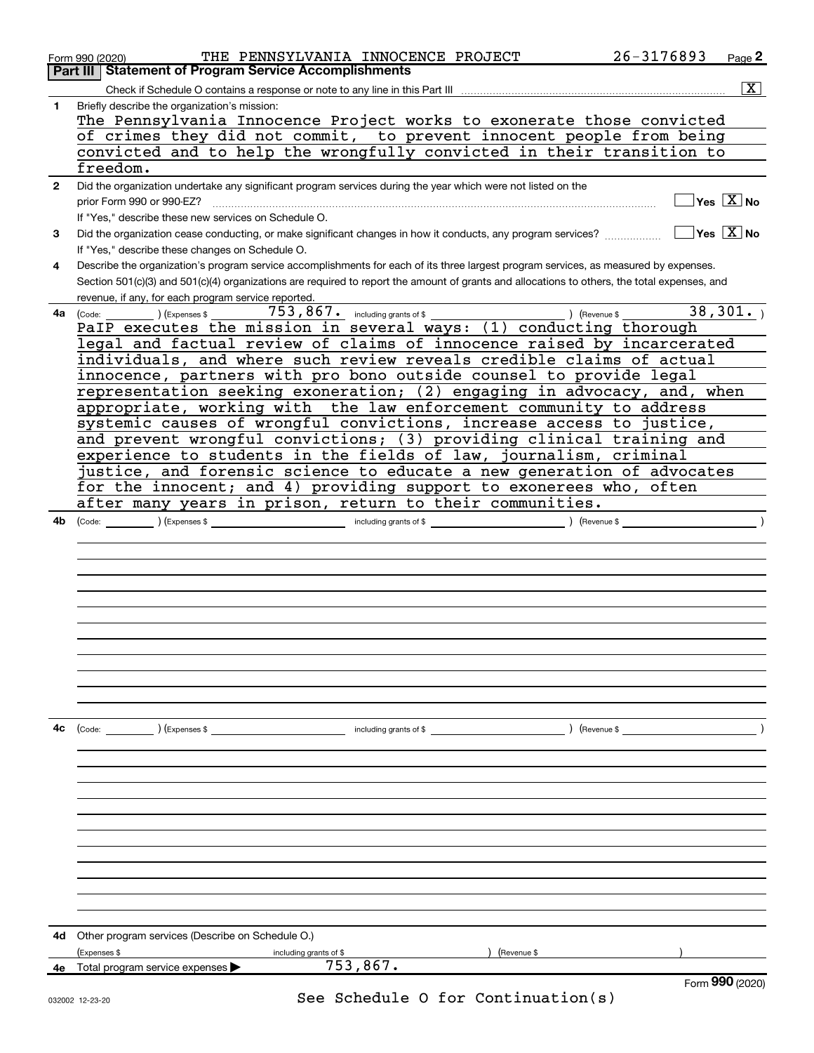Form 990 (2020) THE PENNSYLVANIA INNOCENCE PROJECT 26-3176893 Page 2

## Part III | Statement of Program Service Accomplishments

Check if Schedule O contains a response or note to any line in this Part III .......... [X]

**1** Briefly describe the organization's mission:

The Pennsylvania Innocence Project works to exonerate those convicted of crimes they did not commit, to prevent innocent people from being convicted and to help the wrongfully convicted in their transition to freedom.

**2** Did the organization undertake any significant program services during the year which were not listed on the prior Form 990 or 990-EZ? .......... [ ] Yes [X] No

If "Yes," describe these new services on Schedule O.

**3** Did the organization cease conducting, or make significant changes in how it conducts, any program services? .......... [ ] Yes [X] No

If "Yes," describe these changes on Schedule O.

**4** Describe the organization's program service accomplishments for each of its three largest program services, as measured by expenses. Section 501(c)(3) and 501(c)(4) organizations are required to report the amount of grants and allocations to others, the total expenses, and revenue, if any, for each program service reported.

**4a** (Code: ________ ) (Expenses $ 753,867. including grants of $ ________ ) (Revenue $ 38,301. )

PaIP executes the mission in several ways: (1) conducting thorough legal and factual review of claims of innocence raised by incarcerated individuals, and where such review reveals credible claims of actual innocence, partners with pro bono outside counsel to provide legal representation seeking exoneration; (2) engaging in advocacy, and, when appropriate, working with the law enforcement community to address systemic causes of wrongful convictions, increase access to justice, and prevent wrongful convictions; (3) providing clinical training and experience to students in the fields of law, journalism, criminal justice, and forensic science to educate a new generation of advocates for the innocent; and 4) providing support to exonerees who, often after many years in prison, return to their communities.

**4b** (Code: ________ ) (Expenses $ ________ including grants of $ ________ ) (Revenue $ ________ )

**4c** (Code: ________ ) (Expenses $ ________ including grants of $ ________ ) (Revenue $ ________ )

**4d** Other program services (Describe on Schedule O.)

(Expenses $ ________ including grants of $ ________ ) (Revenue $ ________ )

**4e** Total program service expenses ▶ 753,867.

Form **990** (2020)

See Schedule O for Continuation(s)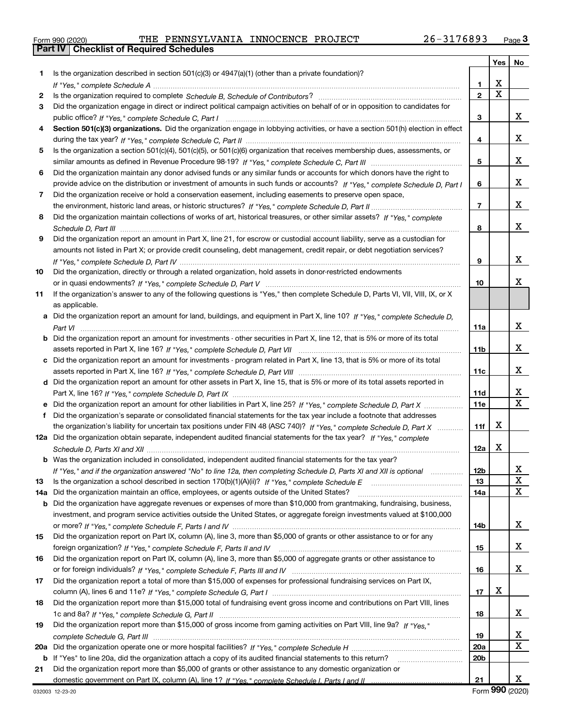Form 990 (2020) THE PENNSYLVANIA INNOCENCE PROJECT 26-3176893 Page **3**

**Part IV | Checklist of Required Schedules**

| | | | Yes | No |
|---|---|---|---|---|
| 1 | Is the organization described in section 501(c)(3) or 4947(a)(1) (other than a private foundation)? *If "Yes," complete Schedule A* | 1 | X | |
| 2 | Is the organization required to complete *Schedule B, Schedule of Contributors*? | 2 | X | |
| 3 | Did the organization engage in direct or indirect political campaign activities on behalf of or in opposition to candidates for public office? *If "Yes," complete Schedule C, Part I* | 3 | | X |
| 4 | **Section 501(c)(3) organizations.** Did the organization engage in lobbying activities, or have a section 501(h) election in effect during the tax year? *If "Yes," complete Schedule C, Part II* | 4 | | X |
| 5 | Is the organization a section 501(c)(4), 501(c)(5), or 501(c)(6) organization that receives membership dues, assessments, or similar amounts as defined in Revenue Procedure 98-19? *If "Yes," complete Schedule C, Part III* | 5 | | X |
| 6 | Did the organization maintain any donor advised funds or any similar funds or accounts for which donors have the right to provide advice on the distribution or investment of amounts in such funds or accounts? *If "Yes," complete Schedule D, Part I* | 6 | | X |
| 7 | Did the organization receive or hold a conservation easement, including easements to preserve open space, the environment, historic land areas, or historic structures? *If "Yes," complete Schedule D, Part II* | 7 | | X |
| 8 | Did the organization maintain collections of works of art, historical treasures, or other similar assets? *If "Yes," complete Schedule D, Part III* | 8 | | X |
| 9 | Did the organization report an amount in Part X, line 21, for escrow or custodial account liability, serve as a custodian for amounts not listed in Part X; or provide credit counseling, debt management, credit repair, or debt negotiation services? *If "Yes," complete Schedule D, Part IV* | 9 | | X |
| 10 | Did the organization, directly or through a related organization, hold assets in donor-restricted endowments or in quasi endowments? *If "Yes," complete Schedule D, Part V* | 10 | | X |
| 11 | If the organization's answer to any of the following questions is "Yes," then complete Schedule D, Parts VI, VII, VIII, IX, or X as applicable. | | | |
| a | Did the organization report an amount for land, buildings, and equipment in Part X, line 10? *If "Yes," complete Schedule D, Part VI* | 11a | | X |
| b | Did the organization report an amount for investments - other securities in Part X, line 12, that is 5% or more of its total assets reported in Part X, line 16? *If "Yes," complete Schedule D, Part VII* | 11b | | X |
| c | Did the organization report an amount for investments - program related in Part X, line 13, that is 5% or more of its total assets reported in Part X, line 16? *If "Yes," complete Schedule D, Part VIII* | 11c | | X |
| d | Did the organization report an amount for other assets in Part X, line 15, that is 5% or more of its total assets reported in Part X, line 16? *If "Yes," complete Schedule D, Part IX* | 11d | | X |
| e | Did the organization report an amount for other liabilities in Part X, line 25? *If "Yes," complete Schedule D, Part X* | 11e | | X |
| f | Did the organization's separate or consolidated financial statements for the tax year include a footnote that addresses the organization's liability for uncertain tax positions under FIN 48 (ASC 740)? *If "Yes," complete Schedule D, Part X* | 11f | X | |
| 12a | Did the organization obtain separate, independent audited financial statements for the tax year? *If "Yes," complete Schedule D, Parts XI and XII* | 12a | X | |
| b | Was the organization included in consolidated, independent audited financial statements for the tax year? *If "Yes," and if the organization answered "No" to line 12a, then completing Schedule D, Parts XI and XII is optional* | 12b | | X |
| 13 | Is the organization a school described in section 170(b)(1)(A)(ii)? *If "Yes," complete Schedule E* | 13 | | X |
| 14a | Did the organization maintain an office, employees, or agents outside of the United States? | 14a | | X |
| b | Did the organization have aggregate revenues or expenses of more than $10,000 from grantmaking, fundraising, business, investment, and program service activities outside the United States, or aggregate foreign investments valued at $100,000 or more? *If "Yes," complete Schedule F, Parts I and IV* | 14b | | X |
| 15 | Did the organization report on Part IX, column (A), line 3, more than $5,000 of grants or other assistance to or for any foreign organization? *If "Yes," complete Schedule F, Parts II and IV* | 15 | | X |
| 16 | Did the organization report on Part IX, column (A), line 3, more than $5,000 of aggregate grants or other assistance to or for foreign individuals? *If "Yes," complete Schedule F, Parts III and IV* | 16 | | X |
| 17 | Did the organization report a total of more than $15,000 of expenses for professional fundraising services on Part IX, column (A), lines 6 and 11e? *If "Yes," complete Schedule G, Part I* | 17 | X | |
| 18 | Did the organization report more than $15,000 total of fundraising event gross income and contributions on Part VIII, lines 1c and 8a? *If "Yes," complete Schedule G, Part II* | 18 | | X |
| 19 | Did the organization report more than $15,000 of gross income from gaming activities on Part VIII, line 9a? *If "Yes," complete Schedule G, Part III* | 19 | | X |
| 20a | Did the organization operate one or more hospital facilities? *If "Yes," complete Schedule H* | 20a | | X |
| b | If "Yes" to line 20a, did the organization attach a copy of its audited financial statements to this return? | 20b | | |
| 21 | Did the organization report more than $5,000 of grants or other assistance to any domestic organization or domestic government on Part IX, column (A), line 1? *If "Yes," complete Schedule I, Parts I and II* | 21 | | X |

032003 12-23-20 Form **990** (2020)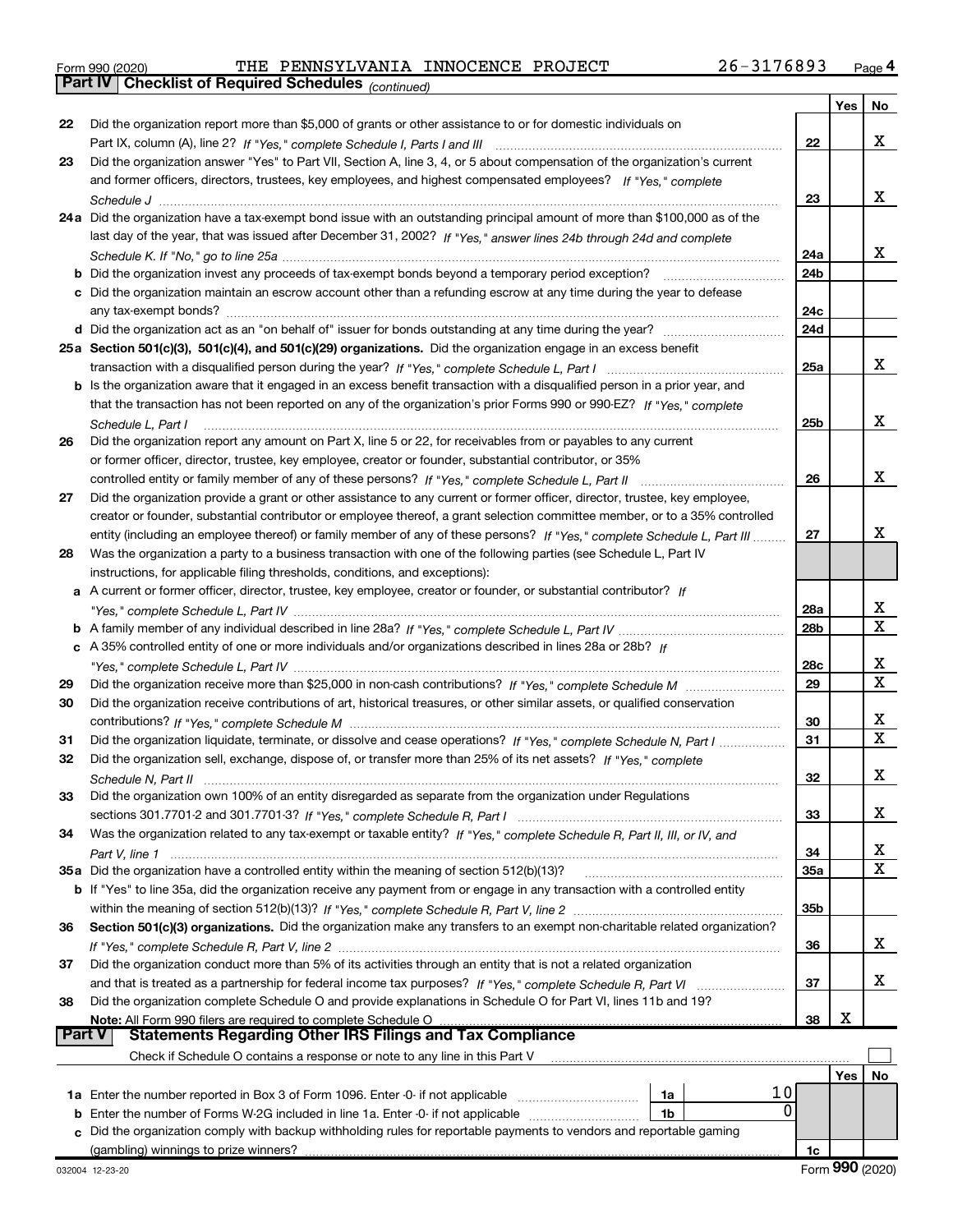Form 990 (2020) THE PENNSYLVANIA INNOCENCE PROJECT 26-3176893 Page 4

**Part IV Checklist of Required Schedules** *(continued)*

| | | | Yes | No |
|---|---|---|---|---|
| 22 | Did the organization report more than $5,000 of grants or other assistance to or for domestic individuals on Part IX, column (A), line 2? *If "Yes," complete Schedule I, Parts I and III* | 22 | | X |
| 23 | Did the organization answer "Yes" to Part VII, Section A, line 3, 4, or 5 about compensation of the organization's current and former officers, directors, trustees, key employees, and highest compensated employees? *If "Yes," complete Schedule J* | 23 | | X |
| 24a | Did the organization have a tax-exempt bond issue with an outstanding principal amount of more than $100,000 as of the last day of the year, that was issued after December 31, 2002? *If "Yes," answer lines 24b through 24d and complete Schedule K. If "No," go to line 25a* | 24a | | X |
| b | Did the organization invest any proceeds of tax-exempt bonds beyond a temporary period exception? | 24b | | |
| c | Did the organization maintain an escrow account other than a refunding escrow at any time during the year to defease any tax-exempt bonds? | 24c | | |
| d | Did the organization act as an "on behalf of" issuer for bonds outstanding at any time during the year? | 24d | | |
| 25a | **Section 501(c)(3), 501(c)(4), and 501(c)(29) organizations.** Did the organization engage in an excess benefit transaction with a disqualified person during the year? *If "Yes," complete Schedule L, Part I* | 25a | | X |
| b | Is the organization aware that it engaged in an excess benefit transaction with a disqualified person in a prior year, and that the transaction has not been reported on any of the organization's prior Forms 990 or 990-EZ? *If "Yes," complete Schedule L, Part I* | 25b | | X |
| 26 | Did the organization report any amount on Part X, line 5 or 22, for receivables from or payables to any current or former officer, director, trustee, key employee, creator or founder, substantial contributor, or 35% controlled entity or family member of any of these persons? *If "Yes," complete Schedule L, Part II* | 26 | | X |
| 27 | Did the organization provide a grant or other assistance to any current or former officer, director, trustee, key employee, creator or founder, substantial contributor or employee thereof, a grant selection committee member, or to a 35% controlled entity (including an employee thereof) or family member of any of these persons? *If "Yes," complete Schedule L, Part III* | 27 | | X |
| 28 | Was the organization a party to a business transaction with one of the following parties (see Schedule L, Part IV instructions, for applicable filing thresholds, conditions, and exceptions): | | | |
| a | A current or former officer, director, trustee, key employee, creator or founder, or substantial contributor? *If "Yes," complete Schedule L, Part IV* | 28a | | X |
| b | A family member of any individual described in line 28a? *If "Yes," complete Schedule L, Part IV* | 28b | | X |
| c | A 35% controlled entity of one or more individuals and/or organizations described in lines 28a or 28b? *If "Yes," complete Schedule L, Part IV* | 28c | | X |
| 29 | Did the organization receive more than $25,000 in non-cash contributions? *If "Yes," complete Schedule M* | 29 | | X |
| 30 | Did the organization receive contributions of art, historical treasures, or other similar assets, or qualified conservation contributions? *If "Yes," complete Schedule M* | 30 | | X |
| 31 | Did the organization liquidate, terminate, or dissolve and cease operations? *If "Yes," complete Schedule N, Part I* | 31 | | X |
| 32 | Did the organization sell, exchange, dispose of, or transfer more than 25% of its net assets? *If "Yes," complete Schedule N, Part II* | 32 | | X |
| 33 | Did the organization own 100% of an entity disregarded as separate from the organization under Regulations sections 301.7701-2 and 301.7701-3? *If "Yes," complete Schedule R, Part I* | 33 | | X |
| 34 | Was the organization related to any tax-exempt or taxable entity? *If "Yes," complete Schedule R, Part II, III, or IV, and Part V, line 1* | 34 | | X |
| 35a | Did the organization have a controlled entity within the meaning of section 512(b)(13)? | 35a | | X |
| b | If "Yes" to line 35a, did the organization receive any payment from or engage in any transaction with a controlled entity within the meaning of section 512(b)(13)? *If "Yes," complete Schedule R, Part V, line 2* | 35b | | |
| 36 | **Section 501(c)(3) organizations.** Did the organization make any transfers to an exempt non-charitable related organization? *If "Yes," complete Schedule R, Part V, line 2* | 36 | | X |
| 37 | Did the organization conduct more than 5% of its activities through an entity that is not a related organization and that is treated as a partnership for federal income tax purposes? *If "Yes," complete Schedule R, Part VI* | 37 | | X |
| 38 | Did the organization complete Schedule O and provide explanations in Schedule O for Part VI, lines 11b and 19? **Note:** All Form 990 filers are required to complete Schedule O | 38 | X | |

**Part V Statements Regarding Other IRS Filings and Tax Compliance**

Check if Schedule O contains a response or note to any line in this Part V ☐

| | | | | | Yes | No |
|---|---|---|---|---|---|---|
| 1a | Enter the number reported in Box 3 of Form 1096. Enter -0- if not applicable | 1a | 10 | | | |
| b | Enter the number of Forms W-2G included in line 1a. Enter -0- if not applicable | 1b | 0 | | | |
| c | Did the organization comply with backup withholding rules for reportable payments to vendors and reportable gaming (gambling) winnings to prize winners? | | | 1c | | |

032004 12-23-20 Form **990** (2020)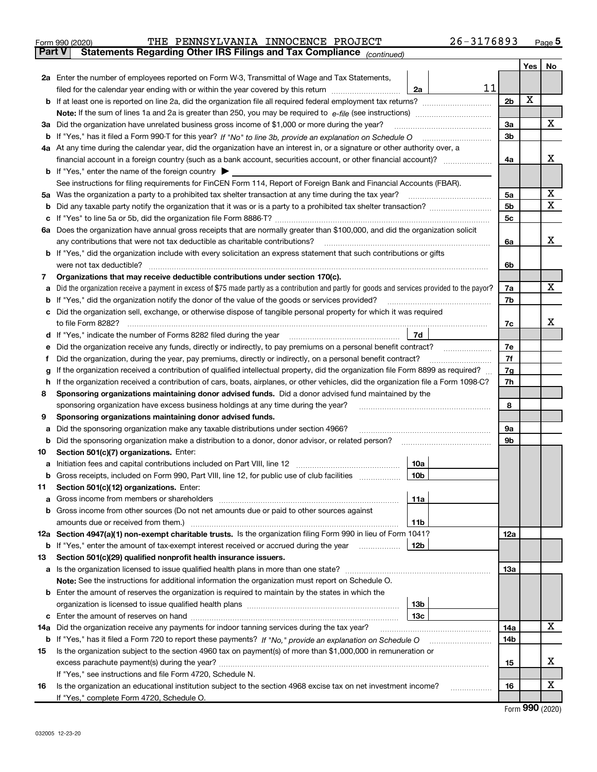Form 990 (2020) THE PENNSYLVANIA INNOCENCE PROJECT 26-3176893 Page 5

**Part V Statements Regarding Other IRS Filings and Tax Compliance** *(continued)*

| | | | | Yes | No |
|---|---|---|---|---|---|
| **2a** | Enter the number of employees reported on Form W-3, Transmittal of Wage and Tax Statements, filed for the calendar year ending with or within the year covered by this return | 2a | 11 | | | 
| **b** | If at least one is reported on line 2a, did the organization file all required federal employment tax returns? | | 2b | X | |
| | **Note:** If the sum of lines 1a and 2a is greater than 250, you may be required to *e-file* (see instructions) | | | | |
| **3a** | Did the organization have unrelated business gross income of $1,000 or more during the year? | | 3a | | X |
| **b** | If "Yes," has it filed a Form 990-T for this year? *If "No" to line 3b, provide an explanation on Schedule O* | | 3b | | |
| **4a** | At any time during the calendar year, did the organization have an interest in, or a signature or other authority over, a financial account in a foreign country (such as a bank account, securities account, or other financial account)? | | 4a | | X |
| **b** | If "Yes," enter the name of the foreign country ▶ | | | | |
| | See instructions for filing requirements for FinCEN Form 114, Report of Foreign Bank and Financial Accounts (FBAR). | | | | |
| **5a** | Was the organization a party to a prohibited tax shelter transaction at any time during the tax year? | | 5a | | X |
| **b** | Did any taxable party notify the organization that it was or is a party to a prohibited tax shelter transaction? | | 5b | | X |
| **c** | If "Yes" to line 5a or 5b, did the organization file Form 8886-T? | | 5c | | |
| **6a** | Does the organization have annual gross receipts that are normally greater than $100,000, and did the organization solicit any contributions that were not tax deductible as charitable contributions? | | 6a | | X |
| **b** | If "Yes," did the organization include with every solicitation an express statement that such contributions or gifts were not tax deductible? | | 6b | | |
| **7** | **Organizations that may receive deductible contributions under section 170(c).** | | | | |
| **a** | Did the organization receive a payment in excess of $75 made partly as a contribution and partly for goods and services provided to the payor? | | 7a | | X |
| **b** | If "Yes," did the organization notify the donor of the value of the goods or services provided? | | 7b | | |
| **c** | Did the organization sell, exchange, or otherwise dispose of tangible personal property for which it was required to file Form 8282? | | 7c | | X |
| **d** | If "Yes," indicate the number of Forms 8282 filed during the year | 7d | | | |
| **e** | Did the organization receive any funds, directly or indirectly, to pay premiums on a personal benefit contract? | | 7e | | |
| **f** | Did the organization, during the year, pay premiums, directly or indirectly, on a personal benefit contract? | | 7f | | |
| **g** | If the organization received a contribution of qualified intellectual property, did the organization file Form 8899 as required? | | 7g | | |
| **h** | If the organization received a contribution of cars, boats, airplanes, or other vehicles, did the organization file a Form 1098-C? | | 7h | | |
| **8** | **Sponsoring organizations maintaining donor advised funds.** Did a donor advised fund maintained by the sponsoring organization have excess business holdings at any time during the year? | | 8 | | |
| **9** | **Sponsoring organizations maintaining donor advised funds.** | | | | |
| **a** | Did the sponsoring organization make any taxable distributions under section 4966? | | 9a | | |
| **b** | Did the sponsoring organization make a distribution to a donor, donor advisor, or related person? | | 9b | | |
| **10** | **Section 501(c)(7) organizations.** Enter: | | | | |
| **a** | Initiation fees and capital contributions included on Part VIII, line 12 | 10a | | | |
| **b** | Gross receipts, included on Form 990, Part VIII, line 12, for public use of club facilities | 10b | | | |
| **11** | **Section 501(c)(12) organizations.** Enter: | | | | |
| **a** | Gross income from members or shareholders | 11a | | | |
| **b** | Gross income from other sources (Do not net amounts due or paid to other sources against amounts due or received from them.) | 11b | | | |
| **12a** | **Section 4947(a)(1) non-exempt charitable trusts.** Is the organization filing Form 990 in lieu of Form 1041? | | 12a | | |
| **b** | If "Yes," enter the amount of tax-exempt interest received or accrued during the year | 12b | | | |
| **13** | **Section 501(c)(29) qualified nonprofit health insurance issuers.** | | | | |
| **a** | Is the organization licensed to issue qualified health plans in more than one state? | | 13a | | |
| | **Note:** See the instructions for additional information the organization must report on Schedule O. | | | | |
| **b** | Enter the amount of reserves the organization is required to maintain by the states in which the organization is licensed to issue qualified health plans | 13b | | | |
| **c** | Enter the amount of reserves on hand | 13c | | | |
| **14a** | Did the organization receive any payments for indoor tanning services during the tax year? | | 14a | | X |
| **b** | If "Yes," has it filed a Form 720 to report these payments? *If "No," provide an explanation on Schedule O* | | 14b | | |
| **15** | Is the organization subject to the section 4960 tax on payment(s) of more than $1,000,000 in remuneration or excess parachute payment(s) during the year? | | 15 | | X |
| | If "Yes," see instructions and file Form 4720, Schedule N. | | | | |
| **16** | Is the organization an educational institution subject to the section 4968 excise tax on net investment income? | | 16 | | X |
| | If "Yes," complete Form 4720, Schedule O. | | | | |

Form **990** (2020)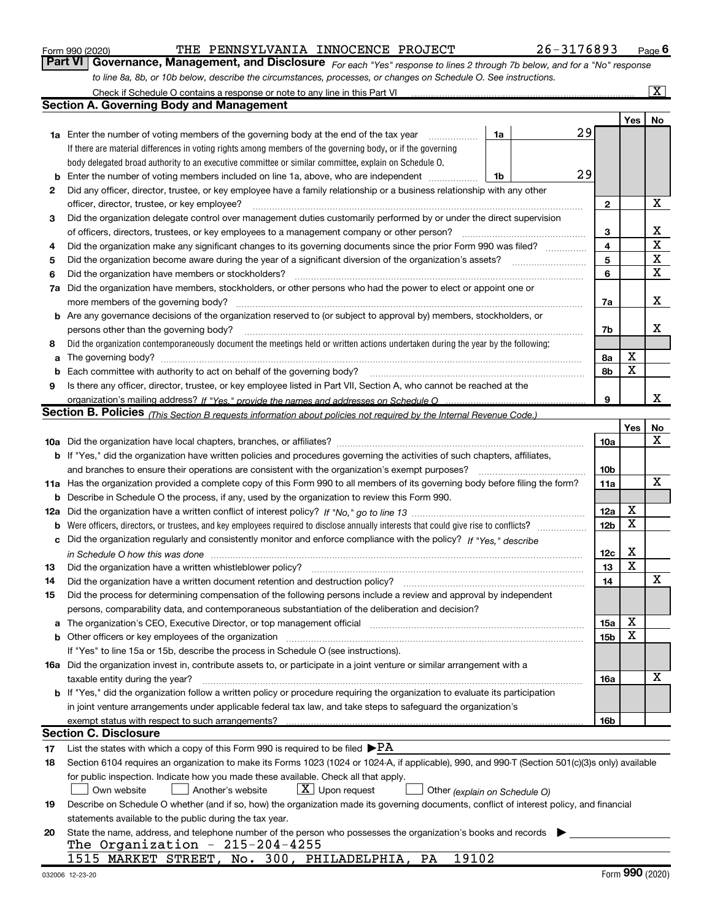Form 990 (2020) THE PENNSYLVANIA INNOCENCE PROJECT 26-3176893 Page 6

## Part VI Governance, Management, and Disclosure

*For each "Yes" response to lines 2 through 7b below, and for a "No" response to line 8a, 8b, or 10b below, describe the circumstances, processes, or changes on Schedule O. See instructions.*

Check if Schedule O contains a response or note to any line in this Part VI [X]

### Section A. Governing Body and Management

| | | | | | Yes | No |
|---|---|---|---|---|---|---|
| 1a | Enter the number of voting members of the governing body at the end of the tax year. If there are material differences in voting rights among members of the governing body, or if the governing body delegated broad authority to an executive committee or similar committee, explain on Schedule O. | 1a | 29 | | | |
| b | Enter the number of voting members included on line 1a, above, who are independent | 1b | 29 | | | |
| 2 | Did any officer, director, trustee, or key employee have a family relationship or a business relationship with any other officer, director, trustee, or key employee? | | | 2 | | X |
| 3 | Did the organization delegate control over management duties customarily performed by or under the direct supervision of officers, directors, trustees, or key employees to a management company or other person? | | | 3 | | X |
| 4 | Did the organization make any significant changes to its governing documents since the prior Form 990 was filed? | | | 4 | | X |
| 5 | Did the organization become aware during the year of a significant diversion of the organization's assets? | | | 5 | | X |
| 6 | Did the organization have members or stockholders? | | | 6 | | X |
| 7a | Did the organization have members, stockholders, or other persons who had the power to elect or appoint one or more members of the governing body? | | | 7a | | X |
| b | Are any governance decisions of the organization reserved to (or subject to approval by) members, stockholders, or persons other than the governing body? | | | 7b | | X |
| 8 | Did the organization contemporaneously document the meetings held or written actions undertaken during the year by the following: | | | | | |
| a | The governing body? | | | 8a | X | |
| b | Each committee with authority to act on behalf of the governing body? | | | 8b | X | |
| 9 | Is there any officer, director, trustee, or key employee listed in Part VII, Section A, who cannot be reached at the organization's mailing address? *If "Yes," provide the names and addresses on Schedule O* | | | 9 | | X |

### Section B. Policies *(This Section B requests information about policies not required by the Internal Revenue Code.)*

| | | | Yes | No |
|---|---|---|---|---|
| 10a | Did the organization have local chapters, branches, or affiliates? | 10a | | X |
| b | If "Yes," did the organization have written policies and procedures governing the activities of such chapters, affiliates, and branches to ensure their operations are consistent with the organization's exempt purposes? | 10b | | |
| 11a | Has the organization provided a complete copy of this Form 990 to all members of its governing body before filing the form? | 11a | | X |
| b | Describe in Schedule O the process, if any, used by the organization to review this Form 990. | | | |
| 12a | Did the organization have a written conflict of interest policy? *If "No," go to line 13* | 12a | X | |
| b | Were officers, directors, or trustees, and key employees required to disclose annually interests that could give rise to conflicts? | 12b | X | |
| c | Did the organization regularly and consistently monitor and enforce compliance with the policy? *If "Yes," describe in Schedule O how this was done* | 12c | X | |
| 13 | Did the organization have a written whistleblower policy? | 13 | X | |
| 14 | Did the organization have a written document retention and destruction policy? | 14 | | X |
| 15 | Did the process for determining compensation of the following persons include a review and approval by independent persons, comparability data, and contemporaneous substantiation of the deliberation and decision? | | | |
| a | The organization's CEO, Executive Director, or top management official | 15a | X | |
| b | Other officers or key employees of the organization | 15b | X | |
| | If "Yes" to line 15a or 15b, describe the process in Schedule O (see instructions). | | | |
| 16a | Did the organization invest in, contribute assets to, or participate in a joint venture or similar arrangement with a taxable entity during the year? | 16a | | X |
| b | If "Yes," did the organization follow a written policy or procedure requiring the organization to evaluate its participation in joint venture arrangements under applicable federal tax law, and take steps to safeguard the organization's exempt status with respect to such arrangements? | 16b | | |

### Section C. Disclosure

17 List the states with which a copy of this Form 990 is required to be filed ▶PA

18 Section 6104 requires an organization to make its Forms 1023 (1024 or 1024-A, if applicable), 990, and 990-T (Section 501(c)(3)s only) available for public inspection. Indicate how you made these available. Check all that apply.

[ ] Own website [ ] Another's website [X] Upon request [ ] Other *(explain on Schedule O)*

19 Describe on Schedule O whether (and if so, how) the organization made its governing documents, conflict of interest policy, and financial statements available to the public during the tax year.

20 State the name, address, and telephone number of the person who possesses the organization's books and records ▶

The Organization - 215-204-4255
1515 MARKET STREET, No. 300, PHILADELPHIA, PA 19102

032006 12-23-20 Form **990** (2020)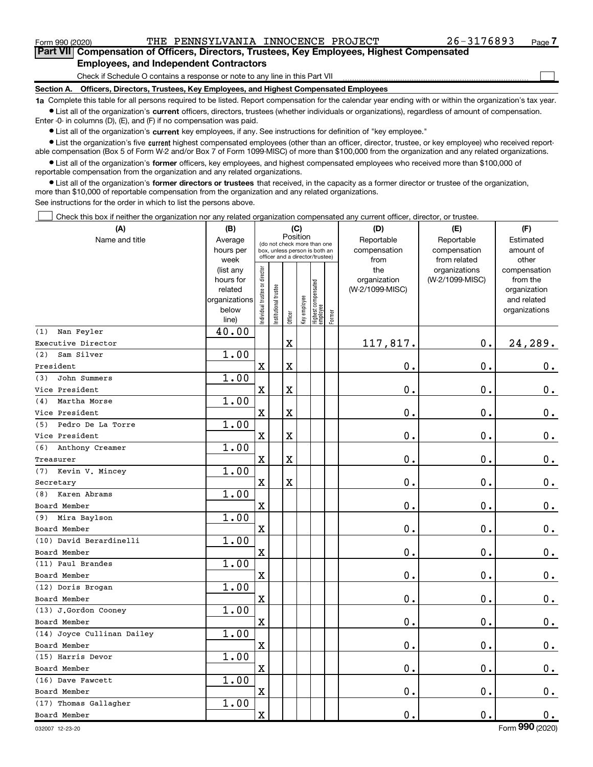Form 990 (2020) THE PENNSYLVANIA INNOCENCE PROJECT 26-3176893 Page 7

## Part VII Compensation of Officers, Directors, Trustees, Key Employees, Highest Compensated Employees, and Independent Contractors

Check if Schedule O contains a response or note to any line in this Part VII

### Section A. Officers, Directors, Trustees, Key Employees, and Highest Compensated Employees

**1a** Complete this table for all persons required to be listed. Report compensation for the calendar year ending with or within the organization's tax year.

- List all of the organization's **current** officers, directors, trustees (whether individuals or organizations), regardless of amount of compensation. Enter -0- in columns (D), (E), and (F) if no compensation was paid.
- List all of the organization's **current** key employees, if any. See instructions for definition of "key employee."
- List the organization's five **current** highest compensated employees (other than an officer, director, trustee, or key employee) who received reportable compensation (Box 5 of Form W-2 and/or Box 7 of Form 1099-MISC) of more than $100,000 from the organization and any related organizations.
- List all of the organization's **former** officers, key employees, and highest compensated employees who received more than $100,000 of reportable compensation from the organization and any related organizations.
- List all of the organization's **former directors or trustees** that received, in the capacity as a former director or trustee of the organization, more than $10,000 of reportable compensation from the organization and any related organizations.

See instructions for the order in which to list the persons above.

Check this box if neither the organization nor any related organization compensated any current officer, director, or trustee.

| (A) Name and title | (B) Average hours per week (list any hours for related organizations below line) | (C) Position (do not check more than one box, unless person is both an officer and a director/trustee) | | | | | | (D) Reportable compensation from the organization (W-2/1099-MISC) | (E) Reportable compensation from related organizations (W-2/1099-MISC) | (F) Estimated amount of other compensation from the organization and related organizations |
|---|---|---|---|---|---|---|---|---|---|---|
| | | Individual trustee or director | Institutional trustee | Officer | Key employee | Highest compensated employee | Former | | | |
| (1) Nan Feyler<br>Executive Director | 40.00 | | | X | | | | 117,817. | 0. | 24,289. |
| (2) Sam Silver<br>President | 1.00 | X | | X | | | | 0. | 0. | 0. |
| (3) John Summers<br>Vice President | 1.00 | X | | X | | | | 0. | 0. | 0. |
| (4) Martha Morse<br>Vice President | 1.00 | X | | X | | | | 0. | 0. | 0. |
| (5) Pedro De La Torre<br>Vice President | 1.00 | X | | X | | | | 0. | 0. | 0. |
| (6) Anthony Creamer<br>Treasurer | 1.00 | X | | X | | | | 0. | 0. | 0. |
| (7) Kevin V. Mincey<br>Secretary | 1.00 | X | | X | | | | 0. | 0. | 0. |
| (8) Karen Abrams<br>Board Member | 1.00 | X | | | | | | 0. | 0. | 0. |
| (9) Mira Baylson<br>Board Member | 1.00 | X | | | | | | 0. | 0. | 0. |
| (10) David Berardinelli<br>Board Member | 1.00 | X | | | | | | 0. | 0. | 0. |
| (11) Paul Brandes<br>Board Member | 1.00 | X | | | | | | 0. | 0. | 0. |
| (12) Doris Brogan<br>Board Member | 1.00 | X | | | | | | 0. | 0. | 0. |
| (13) J.Gordon Cooney<br>Board Member | 1.00 | X | | | | | | 0. | 0. | 0. |
| (14) Joyce Cullinan Dailey<br>Board Member | 1.00 | X | | | | | | 0. | 0. | 0. |
| (15) Harris Devor<br>Board Member | 1.00 | X | | | | | | 0. | 0. | 0. |
| (16) Dave Fawcett<br>Board Member | 1.00 | X | | | | | | 0. | 0. | 0. |
| (17) Thomas Gallagher<br>Board Member | 1.00 | X | | | | | | 0. | 0. | 0. |

032007 12-23-20 Form 990 (2020)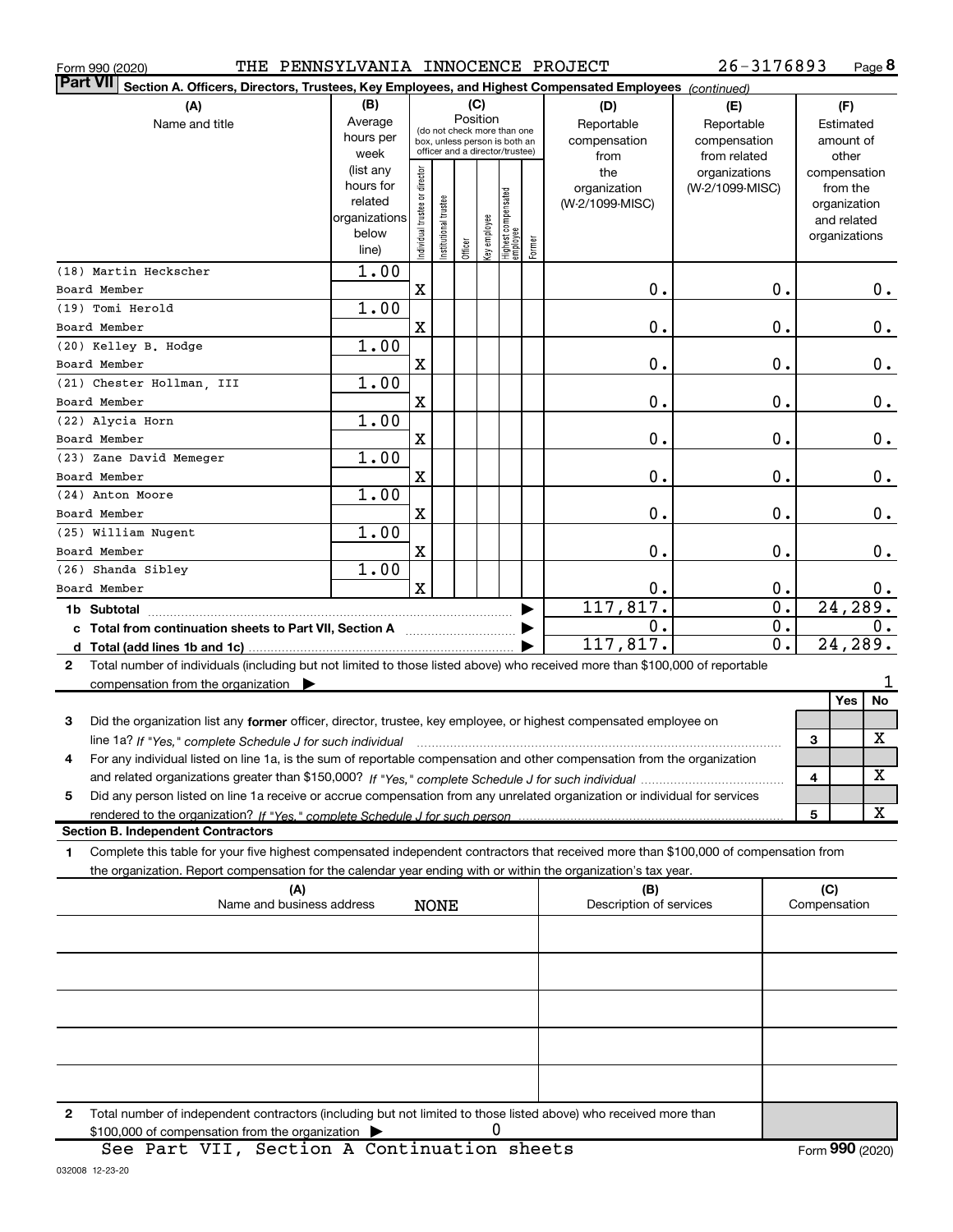Form 990 (2020) THE PENNSYLVANIA INNOCENCE PROJECT 26-3176893 Page 8

**Part VII** Section A. Officers, Directors, Trustees, Key Employees, and Highest Compensated Employees *(continued)*

| (A) Name and title | (B) Average hours per week (list any hours for related organizations below line) | (C) Position: Individual trustee or director | Institutional trustee | Officer | Key employee | Highest compensated employee | Former | (D) Reportable compensation from the organization (W-2/1099-MISC) | (E) Reportable compensation from related organizations (W-2/1099-MISC) | (F) Estimated amount of other compensation from the organization and related organizations |
|---|---|---|---|---|---|---|---|---|---|---|
| (18) Martin Heckscher<br>Board Member | 1.00 | X | | | | | | 0. | 0. | 0. |
| (19) Tomi Herold<br>Board Member | 1.00 | X | | | | | | 0. | 0. | 0. |
| (20) Kelley B. Hodge<br>Board Member | 1.00 | X | | | | | | 0. | 0. | 0. |
| (21) Chester Hollman, III<br>Board Member | 1.00 | X | | | | | | 0. | 0. | 0. |
| (22) Alycia Horn<br>Board Member | 1.00 | X | | | | | | 0. | 0. | 0. |
| (23) Zane David Memeger<br>Board Member | 1.00 | X | | | | | | 0. | 0. | 0. |
| (24) Anton Moore<br>Board Member | 1.00 | X | | | | | | 0. | 0. | 0. |
| (25) William Nugent<br>Board Member | 1.00 | X | | | | | | 0. | 0. | 0. |
| (26) Shanda Sibley<br>Board Member | 1.00 | X | | | | | | 0. | 0. | 0. |
| 1b Subtotal | | | | | | | | 117,817. | 0. | 24,289. |
| c Total from continuation sheets to Part VII, Section A | | | | | | | | 0. | 0. | 0. |
| d Total (add lines 1b and 1c) | | | | | | | | 117,817. | 0. | 24,289. |

2 Total number of individuals (including but not limited to those listed above) who received more than $100,000 of reportable compensation from the organization ▶ 1

| | | Yes | No |
|---|---|---|---|
| 3 Did the organization list any **former** officer, director, trustee, key employee, or highest compensated employee on line 1a? *If "Yes," complete Schedule J for such individual* | 3 | | X |
| 4 For any individual listed on line 1a, is the sum of reportable compensation and other compensation from the organization and related organizations greater than $150,000? *If "Yes," complete Schedule J for such individual* | 4 | | X |
| 5 Did any person listed on line 1a receive or accrue compensation from any unrelated organization or individual for services rendered to the organization? *If "Yes," complete Schedule J for such person* | 5 | | X |

**Section B. Independent Contractors**

1 Complete this table for your five highest compensated independent contractors that received more than $100,000 of compensation from the organization. Report compensation for the calendar year ending with or within the organization's tax year.

| (A) Name and business address | (B) Description of services | (C) Compensation |
|---|---|---|
| NONE | | |
| | | |
| | | |
| | | |
| | | |

2 Total number of independent contractors (including but not limited to those listed above) who received more than $100,000 of compensation from the organization ▶ 0

See Part VII, Section A Continuation sheets

Form **990** (2020)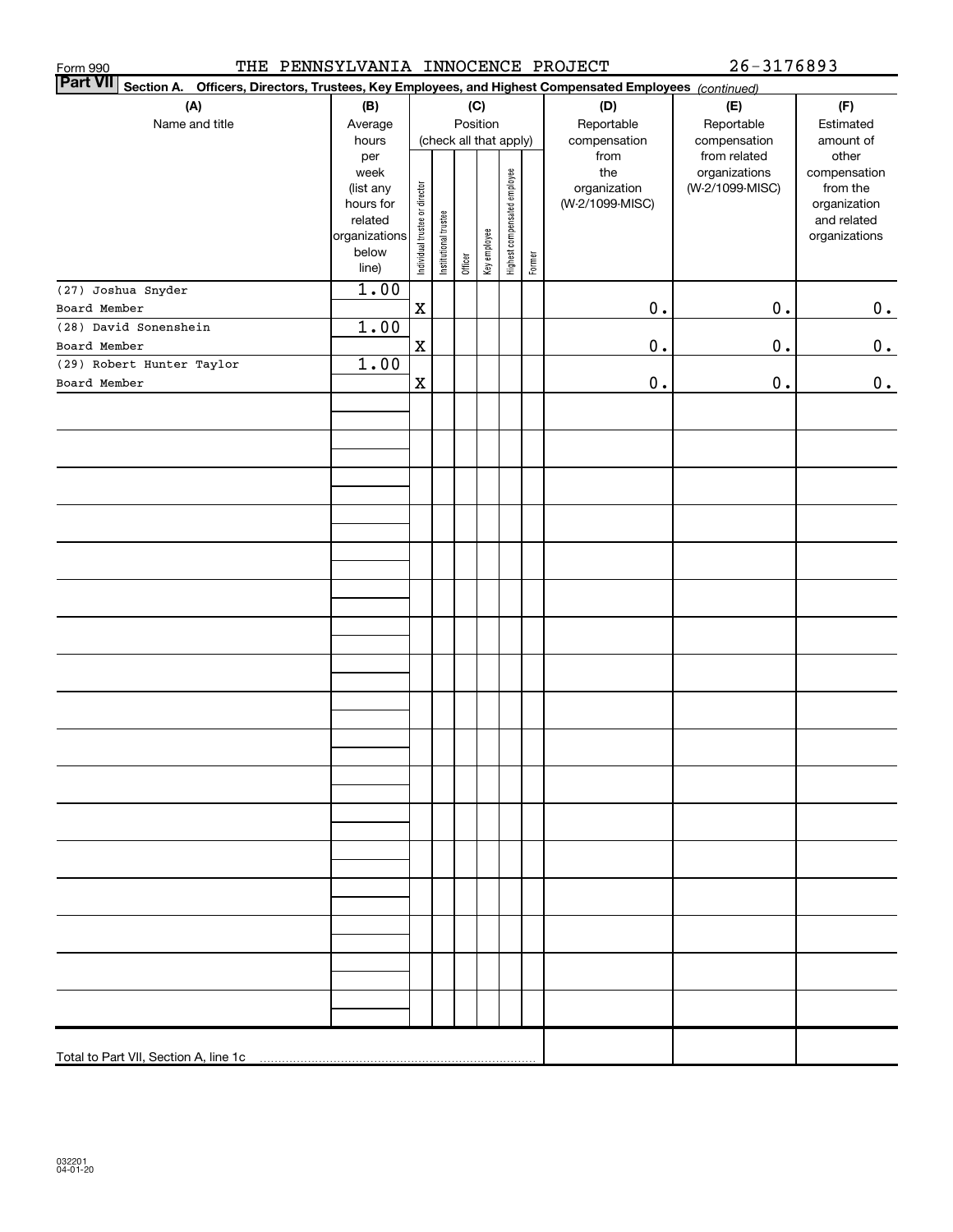Form 990 THE PENNSYLVANIA INNOCENCE PROJECT 26-3176893

**Part VII** **Section A. Officers, Directors, Trustees, Key Employees, and Highest Compensated Employees** *(continued)*

| (A) Name and title | (B) Average hours per week (list any hours for related organizations below line) | (C) Position (check all that apply): Individual trustee or director | Institutional trustee | Officer | Key employee | Highest compensated employee | Former | (D) Reportable compensation from the organization (W-2/1099-MISC) | (E) Reportable compensation from related organizations (W-2/1099-MISC) | (F) Estimated amount of other compensation from the organization and related organizations |
|---|---|---|---|---|---|---|---|---|---|---|
| (27) Joshua Snyder<br>Board Member | 1.00 | X | | | | | | 0. | 0. | 0. |
| (28) David Sonenshein<br>Board Member | 1.00 | X | | | | | | 0. | 0. | 0. |
| (29) Robert Hunter Taylor<br>Board Member | 1.00 | X | | | | | | 0. | 0. | 0. |
| Total to Part VII, Section A, line 1c | | | | | | | | | | |

032201 04-01-20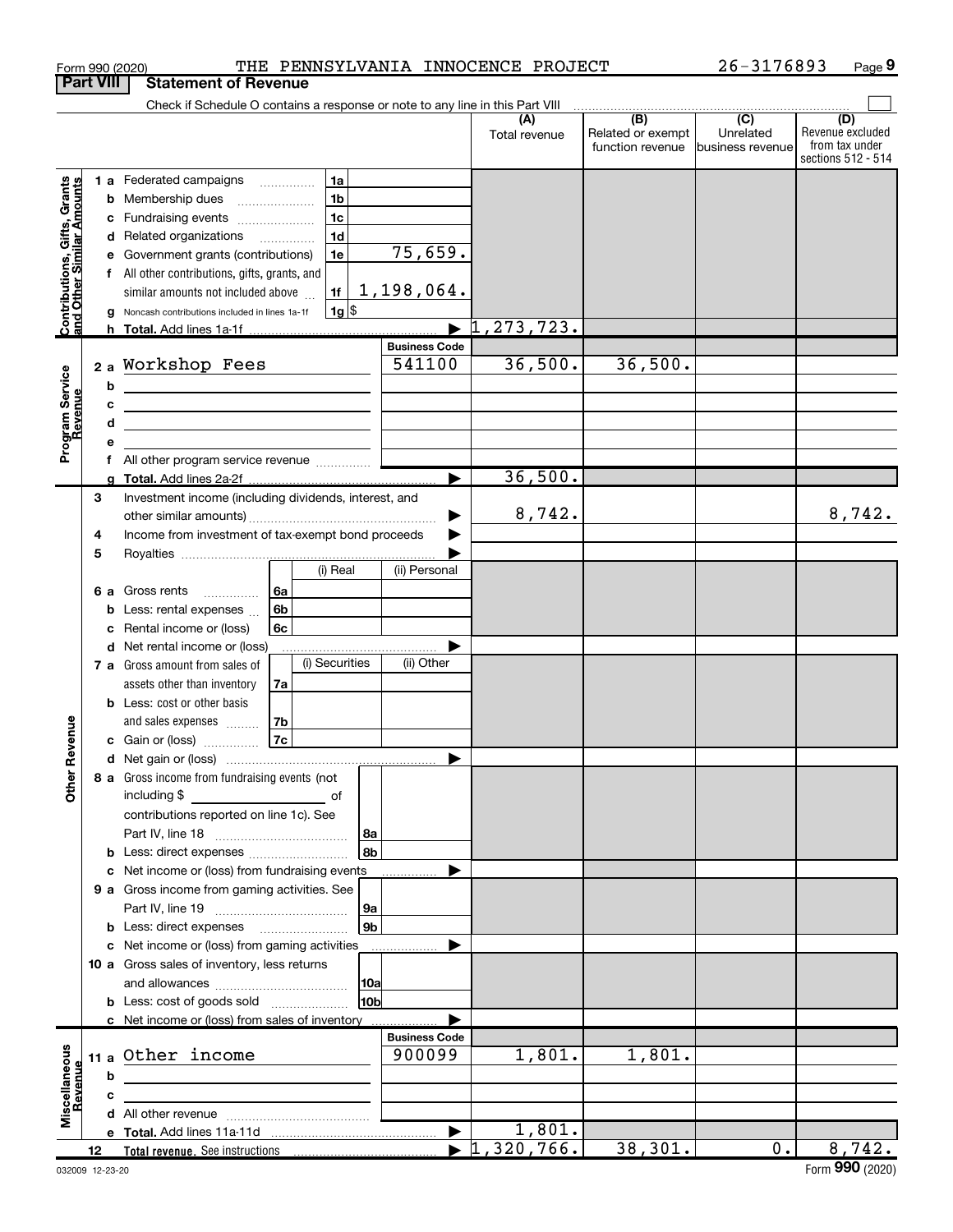Form 990 (2020) THE PENNSYLVANIA INNOCENCE PROJECT 26-3176893

## Part VIII Statement of Revenue

Check if Schedule O contains a response or note to any line in this Part VIII

| | | | | (A) Total revenue | (B) Related or exempt function revenue | (C) Unrelated business revenue | (D) Revenue excluded from tax under sections 512 - 514 |
|---|---|---|---|---|---|---|---|
| **Contributions, Gifts, Grants and Other Similar Amounts** | 1 a Federated campaigns | 1a | | | | | |
| | b Membership dues | 1b | | | | | |
| | c Fundraising events | 1c | | | | | |
| | d Related organizations | 1d | | | | | |
| | e Government grants (contributions) | 1e | 75,659. | | | | |
| | f All other contributions, gifts, grants, and similar amounts not included above | 1f | 1,198,064. | | | | |
| | g Noncash contributions included in lines 1a-1f | 1g $ | | | | | |
| | h Total. Add lines 1a-1f | | | 1,273,723. | | | |
| | | | **Business Code** | | | | |
| **Program Service Revenue** | 2 a Workshop Fees | | 541100 | 36,500. | 36,500. | | |
| | b | | | | | | |
| | c | | | | | | |
| | d | | | | | | |
| | e | | | | | | |
| | f All other program service revenue | | | | | | |
| | g Total. Add lines 2a-2f | | | 36,500. | | | |
| **Other Revenue** | 3 Investment income (including dividends, interest, and other similar amounts) | | | 8,742. | | | 8,742. |
| | 4 Income from investment of tax-exempt bond proceeds | | | | | | |
| | 5 Royalties | | | | | | |
| | | | (i) Real / (ii) Personal | | | | |
| | 6 a Gross rents | 6a | | | | | |
| | b Less: rental expenses | 6b | | | | | |
| | c Rental income or (loss) | 6c | | | | | |
| | d Net rental income or (loss) | | | | | | |
| | | | (i) Securities / (ii) Other | | | | |
| | 7 a Gross amount from sales of assets other than inventory | 7a | | | | | |
| | b Less: cost or other basis and sales expenses | 7b | | | | | |
| | c Gain or (loss) | 7c | | | | | |
| | d Net gain or (loss) | | | | | | |
| | 8 a Gross income from fundraising events (not including $ of contributions reported on line 1c). See Part IV, line 18 | 8a | | | | | |
| | b Less: direct expenses | 8b | | | | | |
| | c Net income or (loss) from fundraising events | | | | | | |
| | 9 a Gross income from gaming activities. See Part IV, line 19 | 9a | | | | | |
| | b Less: direct expenses | 9b | | | | | |
| | c Net income or (loss) from gaming activities | | | | | | |
| | 10 a Gross sales of inventory, less returns and allowances | 10a | | | | | |
| | b Less: cost of goods sold | 10b | | | | | |
| | c Net income or (loss) from sales of inventory | | | | | | |
| | | | **Business Code** | | | | |
| **Miscellaneous Revenue** | 11 a Other income | | 900099 | 1,801. | 1,801. | | |
| | b | | | | | | |
| | c | | | | | | |
| | d All other revenue | | | | | | |
| | e Total. Add lines 11a-11d | | | 1,801. | | | |
| | 12 Total revenue. See instructions | | | 1,320,766. | 38,301. | 0. | 8,742. |

032009 12-23-20 Form **990** (2020)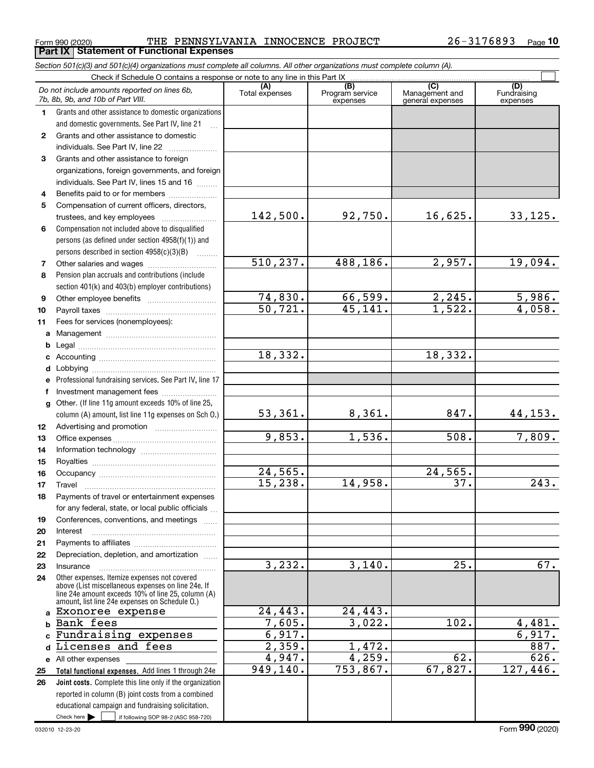Form 990 (2020) THE PENNSYLVANIA INNOCENCE PROJECT 26-3176893 Page 10

## Part IX Statement of Functional Expenses

*Section 501(c)(3) and 501(c)(4) organizations must complete all columns. All other organizations must complete column (A).*

Check if Schedule O contains a response or note to any line in this Part IX

| | *Do not include amounts reported on lines 6b, 7b, 8b, 9b, and 10b of Part VIII.* | (A) Total expenses | (B) Program service expenses | (C) Management and general expenses | (D) Fundraising expenses |
|---|---|---|---|---|---|
| 1 | Grants and other assistance to domestic organizations and domestic governments. See Part IV, line 21 | | | | |
| 2 | Grants and other assistance to domestic individuals. See Part IV, line 22 | | | | |
| 3 | Grants and other assistance to foreign organizations, foreign governments, and foreign individuals. See Part IV, lines 15 and 16 | | | | |
| 4 | Benefits paid to or for members | | | | |
| 5 | Compensation of current officers, directors, trustees, and key employees | 142,500. | 92,750. | 16,625. | 33,125. |
| 6 | Compensation not included above to disqualified persons (as defined under section 4958(f)(1)) and persons described in section 4958(c)(3)(B) | | | | |
| 7 | Other salaries and wages | 510,237. | 488,186. | 2,957. | 19,094. |
| 8 | Pension plan accruals and contributions (include section 401(k) and 403(b) employer contributions) | | | | |
| 9 | Other employee benefits | 74,830. | 66,599. | 2,245. | 5,986. |
| 10 | Payroll taxes | 50,721. | 45,141. | 1,522. | 4,058. |
| 11 | Fees for services (nonemployees): | | | | |
| a | Management | | | | |
| b | Legal | | | | |
| c | Accounting | 18,332. | | 18,332. | |
| d | Lobbying | | | | |
| e | Professional fundraising services. See Part IV, line 17 | | | | |
| f | Investment management fees | | | | |
| g | Other. (If line 11g amount exceeds 10% of line 25, column (A) amount, list line 11g expenses on Sch O.) | 53,361. | 8,361. | 847. | 44,153. |
| 12 | Advertising and promotion | | | | |
| 13 | Office expenses | 9,853. | 1,536. | 508. | 7,809. |
| 14 | Information technology | | | | |
| 15 | Royalties | | | | |
| 16 | Occupancy | 24,565. | | 24,565. | |
| 17 | Travel | 15,238. | 14,958. | 37. | 243. |
| 18 | Payments of travel or entertainment expenses for any federal, state, or local public officials | | | | |
| 19 | Conferences, conventions, and meetings | | | | |
| 20 | Interest | | | | |
| 21 | Payments to affiliates | | | | |
| 22 | Depreciation, depletion, and amortization | | | | |
| 23 | Insurance | 3,232. | 3,140. | 25. | 67. |
| 24 | Other expenses. Itemize expenses not covered above (List miscellaneous expenses on line 24e. If line 24e amount exceeds 10% of line 25, column (A) amount, list line 24e expenses on Schedule O.) | | | | |
| a | Exonoree expense | 24,443. | 24,443. | | |
| b | Bank fees | 7,605. | 3,022. | 102. | 4,481. |
| c | Fundraising expenses | 6,917. | | | 6,917. |
| d | Licenses and fees | 2,359. | 1,472. | | 887. |
| e | All other expenses | 4,947. | 4,259. | 62. | 626. |
| 25 | **Total functional expenses.** Add lines 1 through 24e | 949,140. | 753,867. | 67,827. | 127,446. |
| 26 | **Joint costs.** Complete this line only if the organization reported in column (B) joint costs from a combined educational campaign and fundraising solicitation. Check here ☐ if following SOP 98-2 (ASC 958-720) | | | | |

032010 12-23-20 Form 990 (2020)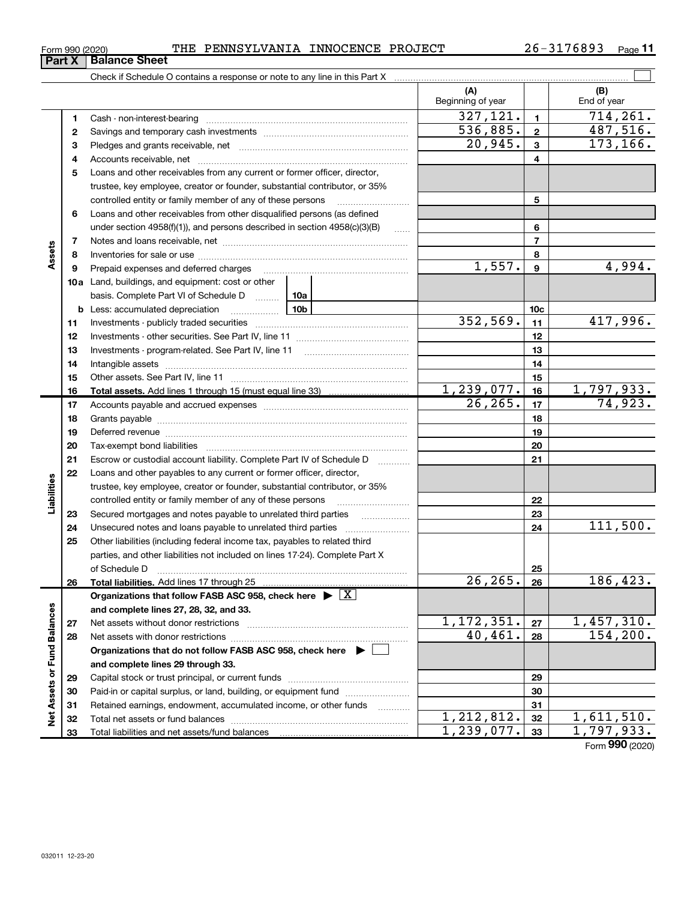Form 990 (2020) THE PENNSYLVANIA INNOCENCE PROJECT 26-3176893

## Part X Balance Sheet

Check if Schedule O contains a response or note to any line in this Part X

| | | | (A) Beginning of year | | (B) End of year |
|---|---|---|---|---|---|
| Assets | 1 | Cash - non-interest-bearing | 327,121. | 1 | 714,261. |
| | 2 | Savings and temporary cash investments | 536,885. | 2 | 487,516. |
| | 3 | Pledges and grants receivable, net | 20,945. | 3 | 173,166. |
| | 4 | Accounts receivable, net | | 4 | |
| | 5 | Loans and other receivables from any current or former officer, director, trustee, key employee, creator or founder, substantial contributor, or 35% controlled entity or family member of any of these persons | | 5 | |
| | 6 | Loans and other receivables from other disqualified persons (as defined under section 4958(f)(1)), and persons described in section 4958(c)(3)(B) | | 6 | |
| | 7 | Notes and loans receivable, net | | 7 | |
| | 8 | Inventories for sale or use | | 8 | |
| | 9 | Prepaid expenses and deferred charges | 1,557. | 9 | 4,994. |
| | 10a | Land, buildings, and equipment: cost or other basis. Complete Part VI of Schedule D — 10a | | | |
| | b | Less: accumulated depreciation — 10b | | 10c | |
| | 11 | Investments - publicly traded securities | 352,569. | 11 | 417,996. |
| | 12 | Investments - other securities. See Part IV, line 11 | | 12 | |
| | 13 | Investments - program-related. See Part IV, line 11 | | 13 | |
| | 14 | Intangible assets | | 14 | |
| | 15 | Other assets. See Part IV, line 11 | | 15 | |
| | 16 | **Total assets.** Add lines 1 through 15 (must equal line 33) | 1,239,077. | 16 | 1,797,933. |
| Liabilities | 17 | Accounts payable and accrued expenses | 26,265. | 17 | 74,923. |
| | 18 | Grants payable | | 18 | |
| | 19 | Deferred revenue | | 19 | |
| | 20 | Tax-exempt bond liabilities | | 20 | |
| | 21 | Escrow or custodial account liability. Complete Part IV of Schedule D | | 21 | |
| | 22 | Loans and other payables to any current or former officer, director, trustee, key employee, creator or founder, substantial contributor, or 35% controlled entity or family member of any of these persons | | 22 | |
| | 23 | Secured mortgages and notes payable to unrelated third parties | | 23 | |
| | 24 | Unsecured notes and loans payable to unrelated third parties | | 24 | 111,500. |
| | 25 | Other liabilities (including federal income tax, payables to related third parties, and other liabilities not included on lines 17-24). Complete Part X of Schedule D | | 25 | |
| | 26 | **Total liabilities.** Add lines 17 through 25 | 26,265. | 26 | 186,423. |
| Net Assets or Fund Balances | | **Organizations that follow FASB ASC 958, check here ▶ [X] and complete lines 27, 28, 32, and 33.** | | | |
| | 27 | Net assets without donor restrictions | 1,172,351. | 27 | 1,457,310. |
| | 28 | Net assets with donor restrictions | 40,461. | 28 | 154,200. |
| | | **Organizations that do not follow FASB ASC 958, check here ▶ [ ] and complete lines 29 through 33.** | | | |
| | 29 | Capital stock or trust principal, or current funds | | 29 | |
| | 30 | Paid-in or capital surplus, or land, building, or equipment fund | | 30 | |
| | 31 | Retained earnings, endowment, accumulated income, or other funds | | 31 | |
| | 32 | Total net assets or fund balances | 1,212,812. | 32 | 1,611,510. |
| | 33 | Total liabilities and net assets/fund balances | 1,239,077. | 33 | 1,797,933. |

Form **990** (2020)

032011 12-23-20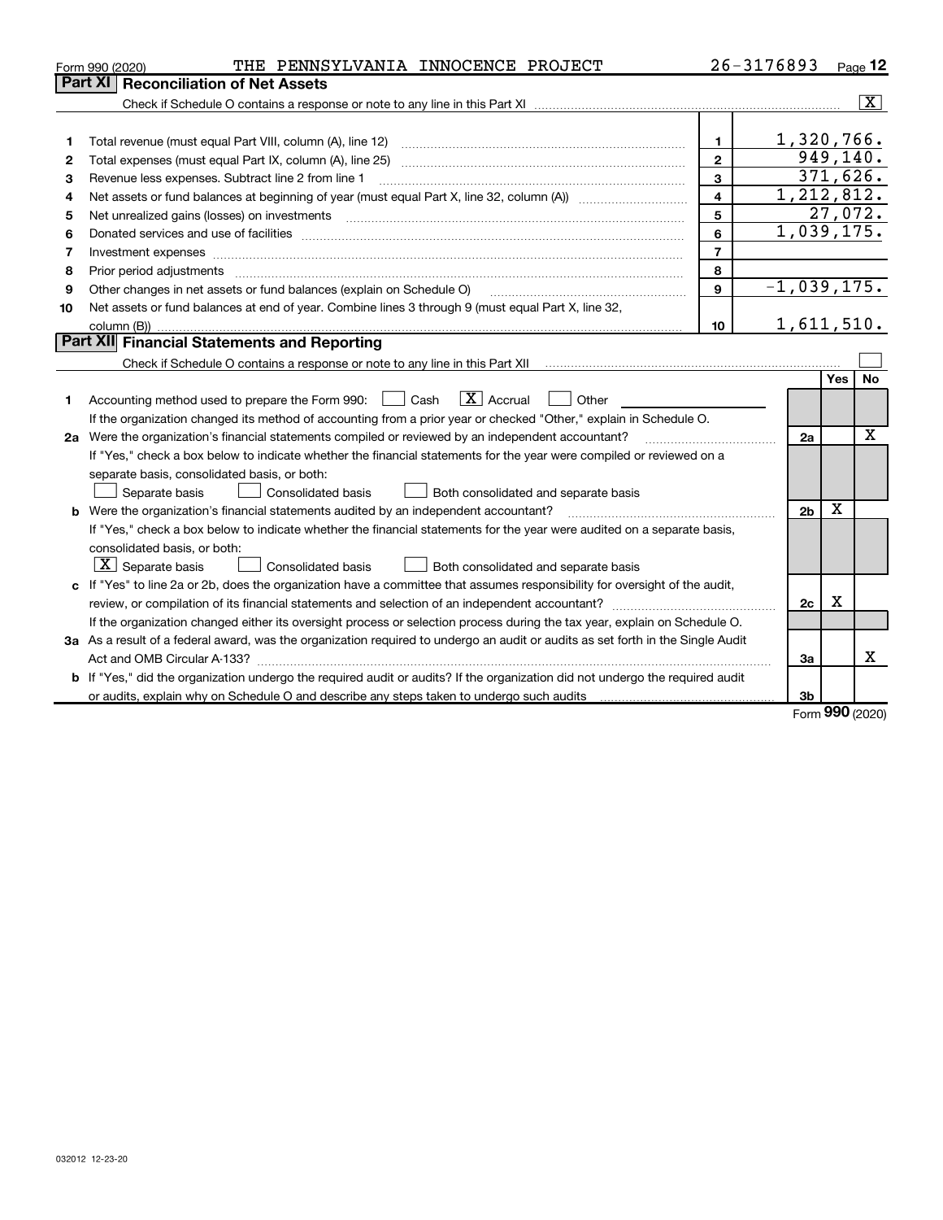Form 990 (2020) THE PENNSYLVANIA INNOCENCE PROJECT 26-3176893 Page 12

## Part XI Reconciliation of Net Assets

Check if Schedule O contains a response or note to any line in this Part XI ..... [X]

| | | | |
|---|---|---|---|
| 1 | Total revenue (must equal Part VIII, column (A), line 12) | 1 | 1,320,766. |
| 2 | Total expenses (must equal Part IX, column (A), line 25) | 2 | 949,140. |
| 3 | Revenue less expenses. Subtract line 2 from line 1 | 3 | 371,626. |
| 4 | Net assets or fund balances at beginning of year (must equal Part X, line 32, column (A)) | 4 | 1,212,812. |
| 5 | Net unrealized gains (losses) on investments | 5 | 27,072. |
| 6 | Donated services and use of facilities | 6 | 1,039,175. |
| 7 | Investment expenses | 7 | |
| 8 | Prior period adjustments | 8 | |
| 9 | Other changes in net assets or fund balances (explain on Schedule O) | 9 | -1,039,175. |
| 10 | Net assets or fund balances at end of year. Combine lines 3 through 9 (must equal Part X, line 32, column (B)) | 10 | 1,611,510. |

## Part XII Financial Statements and Reporting

Check if Schedule O contains a response or note to any line in this Part XII ..... [ ]

| | | | Yes | No |
|---|---|---|---|---|
| 1 | Accounting method used to prepare the Form 990: [ ] Cash [X] Accrual [ ] Other<br>If the organization changed its method of accounting from a prior year or checked "Other," explain in Schedule O. | | | |
| 2a | Were the organization's financial statements compiled or reviewed by an independent accountant?<br>If "Yes," check a box below to indicate whether the financial statements for the year were compiled or reviewed on a separate basis, consolidated basis, or both:<br>[ ] Separate basis [ ] Consolidated basis [ ] Both consolidated and separate basis | 2a | | X |
| b | Were the organization's financial statements audited by an independent accountant?<br>If "Yes," check a box below to indicate whether the financial statements for the year were audited on a separate basis, consolidated basis, or both:<br>[X] Separate basis [ ] Consolidated basis [ ] Both consolidated and separate basis | 2b | X | |
| c | If "Yes" to line 2a or 2b, does the organization have a committee that assumes responsibility for oversight of the audit, review, or compilation of its financial statements and selection of an independent accountant?<br>If the organization changed either its oversight process or selection process during the tax year, explain on Schedule O. | 2c | X | |
| 3a | As a result of a federal award, was the organization required to undergo an audit or audits as set forth in the Single Audit Act and OMB Circular A-133? | 3a | | X |
| b | If "Yes," did the organization undergo the required audit or audits? If the organization did not undergo the required audit or audits, explain why on Schedule O and describe any steps taken to undergo such audits | 3b | | |

Form 990 (2020)

032012 12-23-20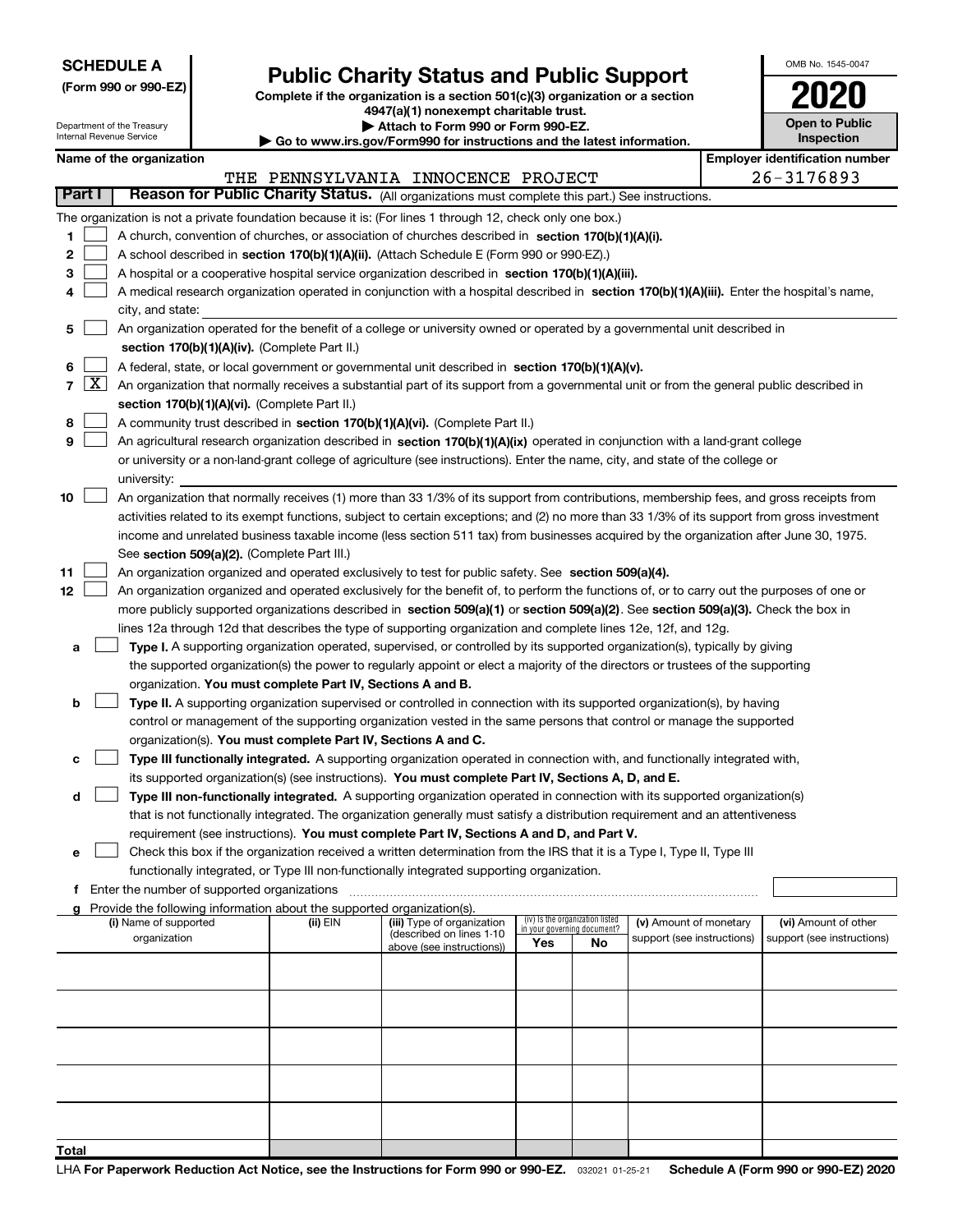**SCHEDULE A**
**(Form 990 or 990-EZ)**

Department of the Treasury
Internal Revenue Service

# Public Charity Status and Public Support

**Complete if the organization is a section 501(c)(3) organization or a section 4947(a)(1) nonexempt charitable trust.**
**▶ Attach to Form 990 or Form 990-EZ.**
**▶ Go to www.irs.gov/Form990 for instructions and the latest information.**

OMB No. 1545-0047

**2020**

**Open to Public Inspection**

**Name of the organization:** THE PENNSYLVANIA INNOCENCE PROJECT

**Employer identification number:** 26-3176893

## Part I — Reason for Public Charity Status. (All organizations must complete this part.) See instructions.

The organization is not a private foundation because it is: (For lines 1 through 12, check only one box.)

1. [ ] A church, convention of churches, or association of churches described in **section 170(b)(1)(A)(i).**
2. [ ] A school described in **section 170(b)(1)(A)(ii).** (Attach Schedule E (Form 990 or 990-EZ).)
3. [ ] A hospital or a cooperative hospital service organization described in **section 170(b)(1)(A)(iii).**
4. [ ] A medical research organization operated in conjunction with a hospital described in **section 170(b)(1)(A)(iii).** Enter the hospital's name, city, and state:
5. [ ] An organization operated for the benefit of a college or university owned or operated by a governmental unit described in **section 170(b)(1)(A)(iv).** (Complete Part II.)
6. [ ] A federal, state, or local government or governmental unit described in **section 170(b)(1)(A)(v).**
7. [X] An organization that normally receives a substantial part of its support from a governmental unit or from the general public described in **section 170(b)(1)(A)(vi).** (Complete Part II.)
8. [ ] A community trust described in **section 170(b)(1)(A)(vi).** (Complete Part II.)
9. [ ] An agricultural research organization described in **section 170(b)(1)(A)(ix)** operated in conjunction with a land-grant college or university or a non-land-grant college of agriculture (see instructions). Enter the name, city, and state of the college or university:
10. [ ] An organization that normally receives (1) more than 33 1/3% of its support from contributions, membership fees, and gross receipts from activities related to its exempt functions, subject to certain exceptions; and (2) no more than 33 1/3% of its support from gross investment income and unrelated business taxable income (less section 511 tax) from businesses acquired by the organization after June 30, 1975. See **section 509(a)(2).** (Complete Part III.)
11. [ ] An organization organized and operated exclusively to test for public safety. See **section 509(a)(4).**
12. [ ] An organization organized and operated exclusively for the benefit of, to perform the functions of, or to carry out the purposes of one or more publicly supported organizations described in **section 509(a)(1)** or **section 509(a)(2).** See **section 509(a)(3).** Check the box in lines 12a through 12d that describes the type of supporting organization and complete lines 12e, 12f, and 12g.
   - **a** [ ] **Type I.** A supporting organization operated, supervised, or controlled by its supported organization(s), typically by giving the supported organization(s) the power to regularly appoint or elect a majority of the directors or trustees of the supporting organization. **You must complete Part IV, Sections A and B.**
   - **b** [ ] **Type II.** A supporting organization supervised or controlled in connection with its supported organization(s), by having control or management of the supporting organization vested in the same persons that control or manage the supported organization(s). **You must complete Part IV, Sections A and C.**
   - **c** [ ] **Type III functionally integrated.** A supporting organization operated in connection with, and functionally integrated with, its supported organization(s) (see instructions). **You must complete Part IV, Sections A, D, and E.**
   - **d** [ ] **Type III non-functionally integrated.** A supporting organization operated in connection with its supported organization(s) that is not functionally integrated. The organization generally must satisfy a distribution requirement and an attentiveness requirement (see instructions). **You must complete Part IV, Sections A and D, and Part V.**
   - **e** [ ] Check this box if the organization received a written determination from the IRS that it is a Type I, Type II, Type III functionally integrated, or Type III non-functionally integrated supporting organization.
   - **f** Enter the number of supported organizations
   - **g** Provide the following information about the supported organization(s).

| (i) Name of supported organization | (ii) EIN | (iii) Type of organization (described on lines 1-10 above (see instructions)) | (iv) Is the organization listed in your governing document? Yes | No | (v) Amount of monetary support (see instructions) | (vi) Amount of other support (see instructions) |
|---|---|---|---|---|---|---|
| | | | | | | |
| | | | | | | |
| | | | | | | |
| | | | | | | |
| | | | | | | |
| **Total** | | | | | | |

LHA **For Paperwork Reduction Act Notice, see the Instructions for Form 990 or 990-EZ.** 032021 01-25-21 **Schedule A (Form 990 or 990-EZ) 2020**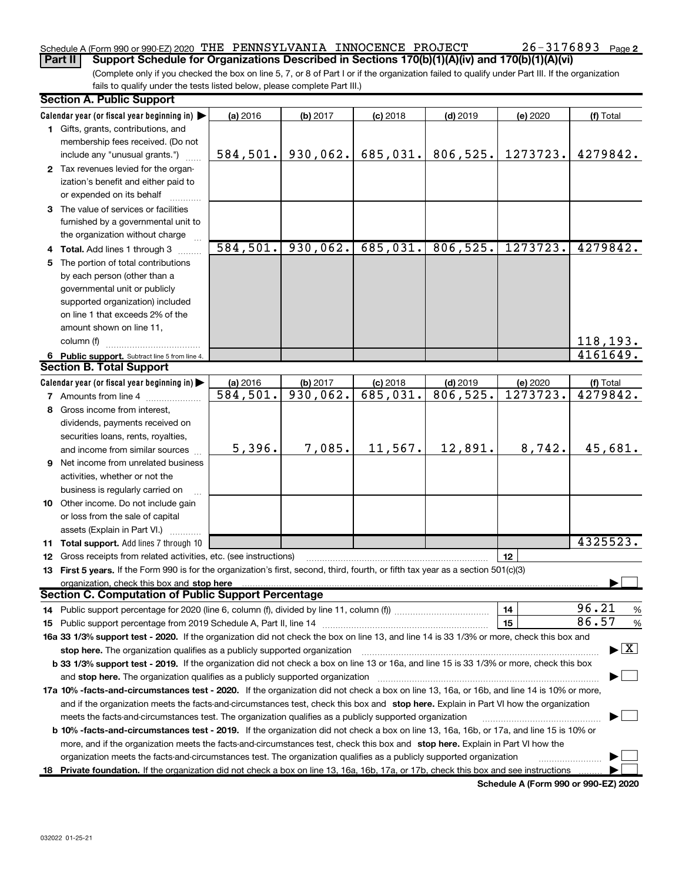Schedule A (Form 990 or 990-EZ) 2020 THE PENNSYLVANIA INNOCENCE PROJECT 26-3176893 Page 2

**Part II — Support Schedule for Organizations Described in Sections 170(b)(1)(A)(iv) and 170(b)(1)(A)(vi)**

(Complete only if you checked the box on line 5, 7, or 8 of Part I or if the organization failed to qualify under Part III. If the organization fails to qualify under the tests listed below, please complete Part III.)

### Section A. Public Support

| Calendar year (or fiscal year beginning in) ▶ | (a) 2016 | (b) 2017 | (c) 2018 | (d) 2019 | (e) 2020 | (f) Total |
|---|---|---|---|---|---|---|
| 1 Gifts, grants, contributions, and membership fees received. (Do not include any "unusual grants.") | 584,501. | 930,062. | 685,031. | 806,525. | 1273723. | 4279842. |
| 2 Tax revenues levied for the organization's benefit and either paid to or expended on its behalf | | | | | | |
| 3 The value of services or facilities furnished by a governmental unit to the organization without charge | | | | | | |
| 4 Total. Add lines 1 through 3 | 584,501. | 930,062. | 685,031. | 806,525. | 1273723. | 4279842. |
| 5 The portion of total contributions by each person (other than a governmental unit or publicly supported organization) included on line 1 that exceeds 2% of the amount shown on line 11, column (f) | | | | | | 118,193. |
| 6 Public support. Subtract line 5 from line 4. | | | | | | 4161649. |

### Section B. Total Support

| Calendar year (or fiscal year beginning in) ▶ | (a) 2016 | (b) 2017 | (c) 2018 | (d) 2019 | (e) 2020 | (f) Total |
|---|---|---|---|---|---|---|
| 7 Amounts from line 4 | 584,501. | 930,062. | 685,031. | 806,525. | 1273723. | 4279842. |
| 8 Gross income from interest, dividends, payments received on securities loans, rents, royalties, and income from similar sources | 5,396. | 7,085. | 11,567. | 12,891. | 8,742. | 45,681. |
| 9 Net income from unrelated business activities, whether or not the business is regularly carried on | | | | | | |
| 10 Other income. Do not include gain or loss from the sale of capital assets (Explain in Part VI.) | | | | | | |
| 11 Total support. Add lines 7 through 10 | | | | | | 4325523. |

12 Gross receipts from related activities, etc. (see instructions) | 12 |

13 **First 5 years.** If the Form 990 is for the organization's first, second, third, fourth, or fifth tax year as a section 501(c)(3) organization, check this box and **stop here** ▶ ☐

### Section C. Computation of Public Support Percentage

14 Public support percentage for 2020 (line 6, column (f), divided by line 11, column (f)) | 14 | 96.21 %

15 Public support percentage from 2019 Schedule A, Part II, line 14 | 15 | 86.57 %

**16a 33 1/3% support test - 2020.** If the organization did not check the box on line 13, and line 14 is 33 1/3% or more, check this box and **stop here.** The organization qualifies as a publicly supported organization ▶ ☒

**b 33 1/3% support test - 2019.** If the organization did not check a box on line 13 or 16a, and line 15 is 33 1/3% or more, check this box and **stop here.** The organization qualifies as a publicly supported organization ▶ ☐

**17a 10% -facts-and-circumstances test - 2020.** If the organization did not check a box on line 13, 16a, or 16b, and line 14 is 10% or more, and if the organization meets the facts-and-circumstances test, check this box and **stop here.** Explain in Part VI how the organization meets the facts-and-circumstances test. The organization qualifies as a publicly supported organization ▶ ☐

**b 10% -facts-and-circumstances test - 2019.** If the organization did not check a box on line 13, 16a, 16b, or 17a, and line 15 is 10% or more, and if the organization meets the facts-and-circumstances test, check this box and **stop here.** Explain in Part VI how the organization meets the facts-and-circumstances test. The organization qualifies as a publicly supported organization ▶ ☐

**18 Private foundation.** If the organization did not check a box on line 13, 16a, 16b, 17a, or 17b, check this box and see instructions ▶ ☐

**Schedule A (Form 990 or 990-EZ) 2020**

032022 01-25-21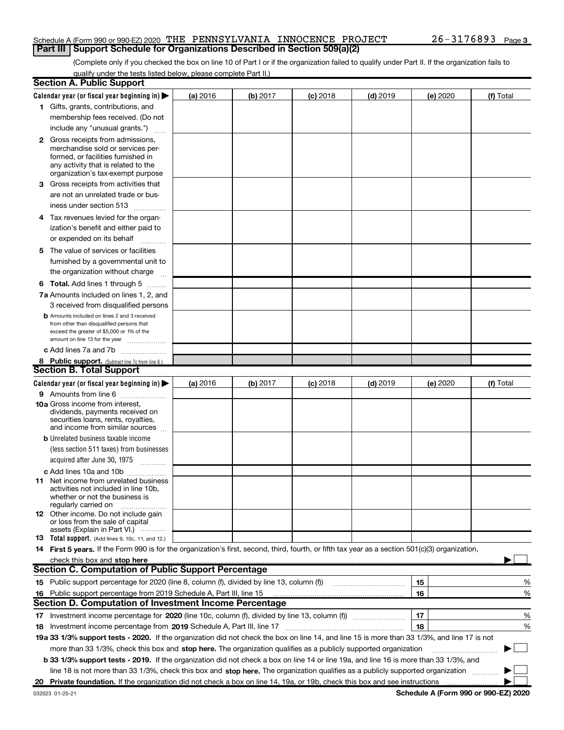Schedule A (Form 990 or 990-EZ) 2020 THE PENNSYLVANIA INNOCENCE PROJECT 26-3176893 Page 3

## Part III Support Schedule for Organizations Described in Section 509(a)(2)

(Complete only if you checked the box on line 10 of Part I or if the organization failed to qualify under Part II. If the organization fails to qualify under the tests listed below, please complete Part II.)

### Section A. Public Support

| Calendar year (or fiscal year beginning in) ▶ | (a) 2016 | (b) 2017 | (c) 2018 | (d) 2019 | (e) 2020 | (f) Total |
|---|---|---|---|---|---|---|
| **1** Gifts, grants, contributions, and membership fees received. (Do not include any "unusual grants.") | | | | | | |
| **2** Gross receipts from admissions, merchandise sold or services performed, or facilities furnished in any activity that is related to the organization's tax-exempt purpose | | | | | | |
| **3** Gross receipts from activities that are not an unrelated trade or business under section 513 | | | | | | |
| **4** Tax revenues levied for the organization's benefit and either paid to or expended on its behalf | | | | | | |
| **5** The value of services or facilities furnished by a governmental unit to the organization without charge | | | | | | |
| **6 Total.** Add lines 1 through 5 | | | | | | |
| **7a** Amounts included on lines 1, 2, and 3 received from disqualified persons | | | | | | |
| **b** Amounts included on lines 2 and 3 received from other than disqualified persons that exceed the greater of $5,000 or 1% of the amount on line 13 for the year | | | | | | |
| **c** Add lines 7a and 7b | | | | | | |
| **8 Public support.** (Subtract line 7c from line 6.) | | | | | | |

### Section B. Total Support

| Calendar year (or fiscal year beginning in) ▶ | (a) 2016 | (b) 2017 | (c) 2018 | (d) 2019 | (e) 2020 | (f) Total |
|---|---|---|---|---|---|---|
| **9** Amounts from line 6 | | | | | | |
| **10a** Gross income from interest, dividends, payments received on securities loans, rents, royalties, and income from similar sources | | | | | | |
| **b** Unrelated business taxable income (less section 511 taxes) from businesses acquired after June 30, 1975 | | | | | | |
| **c** Add lines 10a and 10b | | | | | | |
| **11** Net income from unrelated business activities not included in line 10b, whether or not the business is regularly carried on | | | | | | |
| **12** Other income. Do not include gain or loss from the sale of capital assets (Explain in Part VI.) | | | | | | |
| **13 Total support.** (Add lines 9, 10c, 11, and 12.) | | | | | | |

**14 First 5 years.** If the Form 990 is for the organization's first, second, third, fourth, or fifth tax year as a section 501(c)(3) organization, check this box and **stop here** ▶ ☐

### Section C. Computation of Public Support Percentage

| | | | |
|---|---|---|---|
| **15** | Public support percentage for 2020 (line 8, column (f), divided by line 13, column (f)) | 15 | % |
| **16** | Public support percentage from 2019 Schedule A, Part III, line 15 | 16 | % |

### Section D. Computation of Investment Income Percentage

| | | | |
|---|---|---|---|
| **17** | Investment income percentage for **2020** (line 10c, column (f), divided by line 13, column (f)) | 17 | % |
| **18** | Investment income percentage from **2019** Schedule A, Part III, line 17 | 18 | % |

**19a 33 1/3% support tests - 2020.** If the organization did not check the box on line 14, and line 15 is more than 33 1/3%, and line 17 is not more than 33 1/3%, check this box and **stop here.** The organization qualifies as a publicly supported organization ▶ ☐

**b 33 1/3% support tests - 2019.** If the organization did not check a box on line 14 or line 19a, and line 16 is more than 33 1/3%, and line 18 is not more than 33 1/3%, check this box and **stop here.** The organization qualifies as a publicly supported organization ▶ ☐

**20 Private foundation.** If the organization did not check a box on line 14, 19a, or 19b, check this box and see instructions ▶ ☐

032023 01-25-21 **Schedule A (Form 990 or 990-EZ) 2020**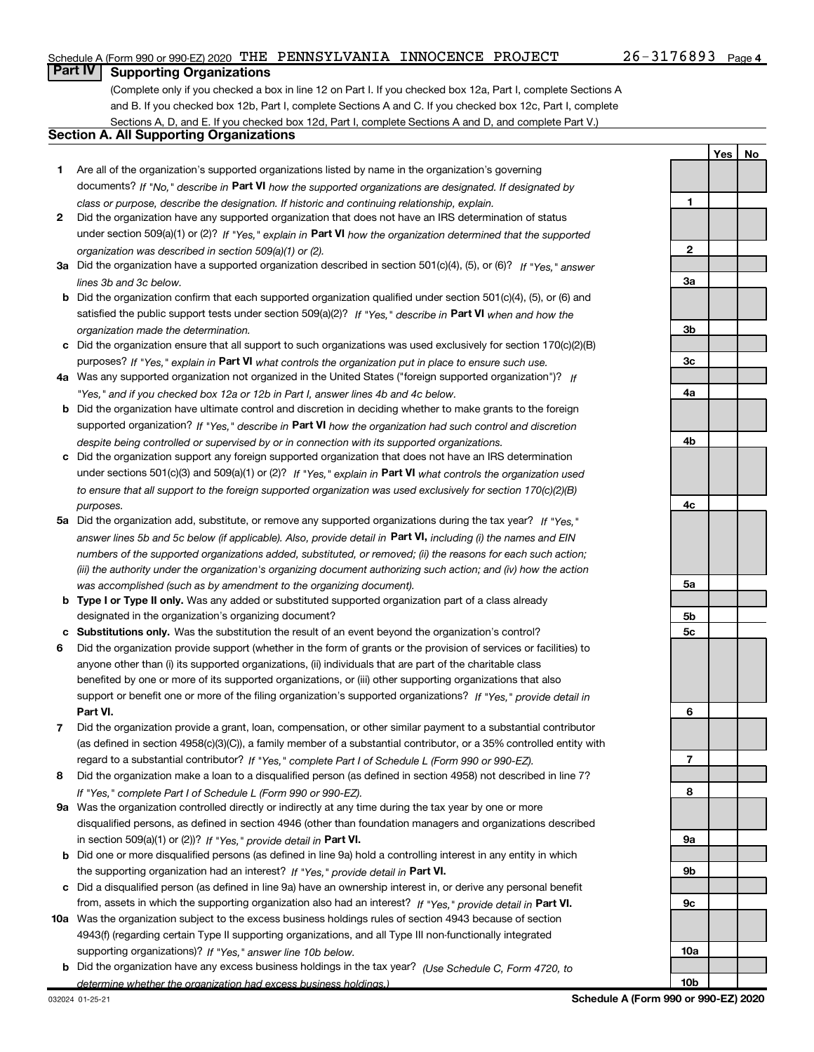Schedule A (Form 990 or 990-EZ) 2020 THE PENNSYLVANIA INNOCENCE PROJECT 26-3176893

## Part IV Supporting Organizations

(Complete only if you checked a box in line 12 on Part I. If you checked box 12a, Part I, complete Sections A and B. If you checked box 12b, Part I, complete Sections A and C. If you checked box 12c, Part I, complete Sections A, D, and E. If you checked box 12d, Part I, complete Sections A and D, and complete Part V.)

### Section A. All Supporting Organizations

| | | | Yes | No |
|---|---|---|---|---|
| **1** | Are all of the organization's supported organizations listed by name in the organization's governing documents? *If "No," describe in* **Part VI** *how the supported organizations are designated. If designated by class or purpose, describe the designation. If historic and continuing relationship, explain.* | **1** | | |
| **2** | Did the organization have any supported organization that does not have an IRS determination of status under section 509(a)(1) or (2)? *If "Yes," explain in* **Part VI** *how the organization determined that the supported organization was described in section 509(a)(1) or (2).* | **2** | | |
| **3a** | Did the organization have a supported organization described in section 501(c)(4), (5), or (6)? *If "Yes," answer lines 3b and 3c below.* | **3a** | | |
| **b** | Did the organization confirm that each supported organization qualified under section 501(c)(4), (5), or (6) and satisfied the public support tests under section 509(a)(2)? *If "Yes," describe in* **Part VI** *when and how the organization made the determination.* | **3b** | | |
| **c** | Did the organization ensure that all support to such organizations was used exclusively for section 170(c)(2)(B) purposes? *If "Yes," explain in* **Part VI** *what controls the organization put in place to ensure such use.* | **3c** | | |
| **4a** | Was any supported organization not organized in the United States ("foreign supported organization")? *If "Yes," and if you checked box 12a or 12b in Part I, answer lines 4b and 4c below.* | **4a** | | |
| **b** | Did the organization have ultimate control and discretion in deciding whether to make grants to the foreign supported organization? *If "Yes," describe in* **Part VI** *how the organization had such control and discretion despite being controlled or supervised by or in connection with its supported organizations.* | **4b** | | |
| **c** | Did the organization support any foreign supported organization that does not have an IRS determination under sections 501(c)(3) and 509(a)(1) or (2)? *If "Yes," explain in* **Part VI** *what controls the organization used to ensure that all support to the foreign supported organization was used exclusively for section 170(c)(2)(B) purposes.* | **4c** | | |
| **5a** | Did the organization add, substitute, or remove any supported organizations during the tax year? *If "Yes," answer lines 5b and 5c below (if applicable). Also, provide detail in* **Part VI,** *including (i) the names and EIN numbers of the supported organizations added, substituted, or removed; (ii) the reasons for each such action; (iii) the authority under the organization's organizing document authorizing such action; and (iv) how the action was accomplished (such as by amendment to the organizing document).* | **5a** | | |
| **b** | **Type I or Type II only.** Was any added or substituted supported organization part of a class already designated in the organization's organizing document? | **5b** | | |
| **c** | **Substitutions only.** Was the substitution the result of an event beyond the organization's control? | **5c** | | |
| **6** | Did the organization provide support (whether in the form of grants or the provision of services or facilities) to anyone other than (i) its supported organizations, (ii) individuals that are part of the charitable class benefited by one or more of its supported organizations, or (iii) other supporting organizations that also support or benefit one or more of the filing organization's supported organizations? *If "Yes," provide detail in* **Part VI.** | **6** | | |
| **7** | Did the organization provide a grant, loan, compensation, or other similar payment to a substantial contributor (as defined in section 4958(c)(3)(C)), a family member of a substantial contributor, or a 35% controlled entity with regard to a substantial contributor? *If "Yes," complete Part I of Schedule L (Form 990 or 990-EZ).* | **7** | | |
| **8** | Did the organization make a loan to a disqualified person (as defined in section 4958) not described in line 7? *If "Yes," complete Part I of Schedule L (Form 990 or 990-EZ).* | **8** | | |
| **9a** | Was the organization controlled directly or indirectly at any time during the tax year by one or more disqualified persons, as defined in section 4946 (other than foundation managers and organizations described in section 509(a)(1) or (2))? *If "Yes," provide detail in* **Part VI.** | **9a** | | |
| **b** | Did one or more disqualified persons (as defined in line 9a) hold a controlling interest in any entity in which the supporting organization had an interest? *If "Yes," provide detail in* **Part VI.** | **9b** | | |
| **c** | Did a disqualified person (as defined in line 9a) have an ownership interest in, or derive any personal benefit from, assets in which the supporting organization also had an interest? *If "Yes," provide detail in* **Part VI.** | **9c** | | |
| **10a** | Was the organization subject to the excess business holdings rules of section 4943 because of section 4943(f) (regarding certain Type II supporting organizations, and all Type III non-functionally integrated supporting organizations)? *If "Yes," answer line 10b below.* | **10a** | | |
| **b** | Did the organization have any excess business holdings in the tax year? *(Use Schedule C, Form 4720, to determine whether the organization had excess business holdings.)* | **10b** | | |

032024 01-25-21 **Schedule A (Form 990 or 990-EZ) 2020**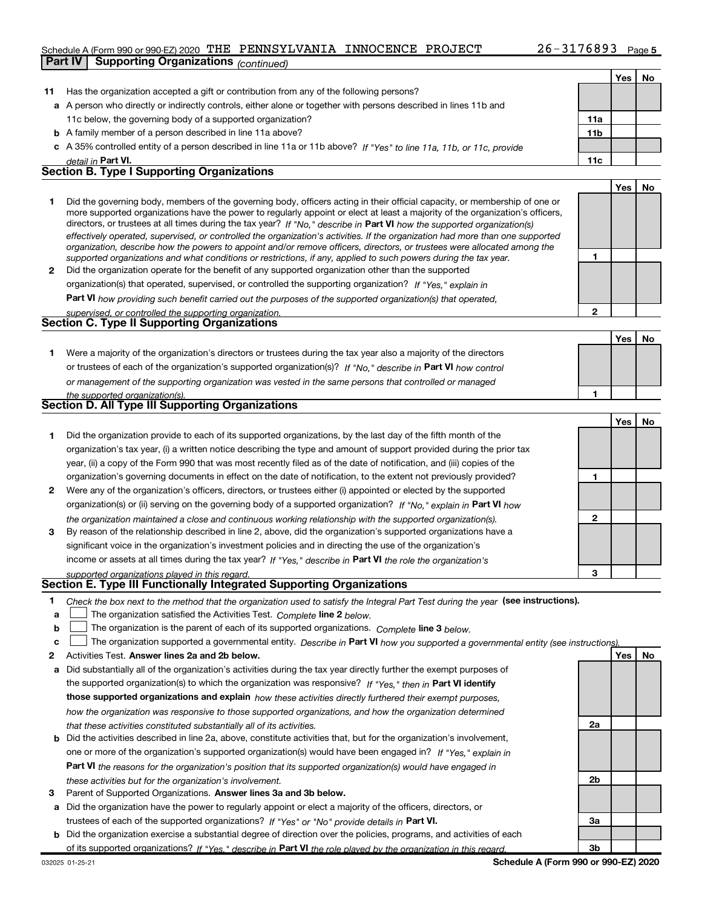Schedule A (Form 990 or 990-EZ) 2020 THE PENNSYLVANIA INNOCENCE PROJECT 26-3176893 Page 5

**Part IV | Supporting Organizations** *(continued)*

| | | | Yes | No |
|---|---|---|---|---|
| **11** | Has the organization accepted a gift or contribution from any of the following persons? | | | |
| **a** | A person who directly or indirectly controls, either alone or together with persons described in lines 11b and 11c below, the governing body of a supported organization? | **11a** | | |
| **b** | A family member of a person described in line 11a above? | **11b** | | |
| **c** | A 35% controlled entity of a person described in line 11a or 11b above? *If "Yes" to line 11a, 11b, or 11c, provide detail in* **Part VI.** | **11c** | | |

## Section B. Type I Supporting Organizations

| | | | Yes | No |
|---|---|---|---|---|
| **1** | Did the governing body, members of the governing body, officers acting in their official capacity, or membership of one or more supported organizations have the power to regularly appoint or elect at least a majority of the organization's officers, directors, or trustees at all times during the tax year? *If "No," describe in* **Part VI** *how the supported organization(s) effectively operated, supervised, or controlled the organization's activities. If the organization had more than one supported organization, describe how the powers to appoint and/or remove officers, directors, or trustees were allocated among the supported organizations and what conditions or restrictions, if any, applied to such powers during the tax year.* | **1** | | |
| **2** | Did the organization operate for the benefit of any supported organization other than the supported organization(s) that operated, supervised, or controlled the supporting organization? *If "Yes," explain in* **Part VI** *how providing such benefit carried out the purposes of the supported organization(s) that operated, supervised, or controlled the supporting organization.* | **2** | | |

## Section C. Type II Supporting Organizations

| | | | Yes | No |
|---|---|---|---|---|
| **1** | Were a majority of the organization's directors or trustees during the tax year also a majority of the directors or trustees of each of the organization's supported organization(s)? *If "No," describe in* **Part VI** *how control or management of the supporting organization was vested in the same persons that controlled or managed the supported organization(s).* | **1** | | |

## Section D. All Type III Supporting Organizations

| | | | Yes | No |
|---|---|---|---|---|
| **1** | Did the organization provide to each of its supported organizations, by the last day of the fifth month of the organization's tax year, (i) a written notice describing the type and amount of support provided during the prior tax year, (ii) a copy of the Form 990 that was most recently filed as of the date of notification, and (iii) copies of the organization's governing documents in effect on the date of notification, to the extent not previously provided? | **1** | | |
| **2** | Were any of the organization's officers, directors, or trustees either (i) appointed or elected by the supported organization(s) or (ii) serving on the governing body of a supported organization? *If "No," explain in* **Part VI** *how the organization maintained a close and continuous working relationship with the supported organization(s).* | **2** | | |
| **3** | By reason of the relationship described in line 2, above, did the organization's supported organizations have a significant voice in the organization's investment policies and in directing the use of the organization's income or assets at all times during the tax year? *If "Yes," describe in* **Part VI** *the role the organization's supported organizations played in this regard.* | **3** | | |

## Section E. Type III Functionally Integrated Supporting Organizations

**1** *Check the box next to the method that the organization used to satisfy the Integral Part Test during the year* **(see instructions).**

- **a** ☐ The organization satisfied the Activities Test. *Complete* **line 2** *below.*
- **b** ☐ The organization is the parent of each of its supported organizations. *Complete* **line 3** *below.*
- **c** ☐ The organization supported a governmental entity. *Describe in* **Part VI** *how you supported a governmental entity (see instructions).*

| | | | Yes | No |
|---|---|---|---|---|
| **2** | Activities Test. **Answer lines 2a and 2b below.** | | | |
| **a** | Did substantially all of the organization's activities during the tax year directly further the exempt purposes of the supported organization(s) to which the organization was responsive? *If "Yes," then in* **Part VI identify those supported organizations and explain** *how these activities directly furthered their exempt purposes, how the organization was responsive to those supported organizations, and how the organization determined that these activities constituted substantially all of its activities.* | **2a** | | |
| **b** | Did the activities described in line 2a, above, constitute activities that, but for the organization's involvement, one or more of the organization's supported organization(s) would have been engaged in? *If "Yes," explain in* **Part VI** *the reasons for the organization's position that its supported organization(s) would have engaged in these activities but for the organization's involvement.* | **2b** | | |
| **3** | Parent of Supported Organizations. **Answer lines 3a and 3b below.** | | | |
| **a** | Did the organization have the power to regularly appoint or elect a majority of the officers, directors, or trustees of each of the supported organizations? *If "Yes" or "No" provide details in* **Part VI.** | **3a** | | |
| **b** | Did the organization exercise a substantial degree of direction over the policies, programs, and activities of each of its supported organizations? *If "Yes," describe in* **Part VI** *the role played by the organization in this regard.* | **3b** | | |

032025 01-25-21 **Schedule A (Form 990 or 990-EZ) 2020**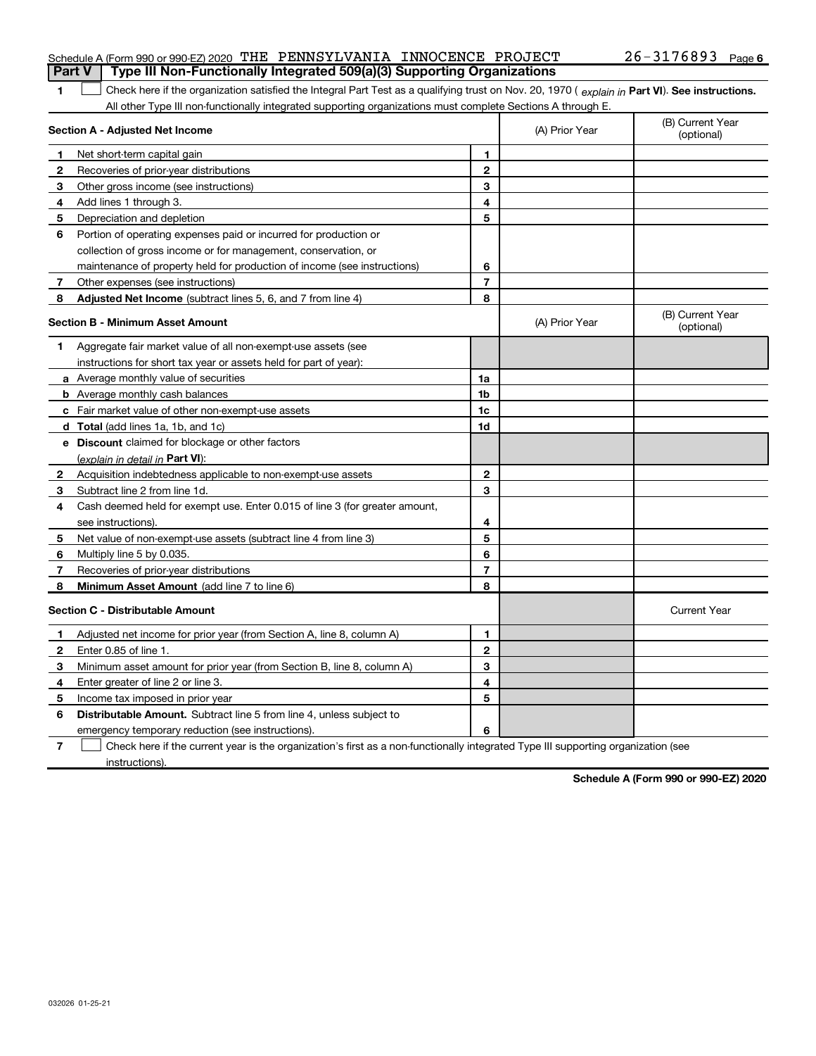Schedule A (Form 990 or 990-EZ) 2020 THE PENNSYLVANIA INNOCENCE PROJECT 26-3176893 Page 6

## Part V Type III Non-Functionally Integrated 509(a)(3) Supporting Organizations

1 ☐ Check here if the organization satisfied the Integral Part Test as a qualifying trust on Nov. 20, 1970 ( *explain in* **Part VI**). **See instructions.** All other Type III non-functionally integrated supporting organizations must complete Sections A through E.

| **Section A - Adjusted Net Income** | | | (A) Prior Year | (B) Current Year (optional) |
|---|---|---|---|---|
| 1 | Net short-term capital gain | 1 | | |
| 2 | Recoveries of prior-year distributions | 2 | | |
| 3 | Other gross income (see instructions) | 3 | | |
| 4 | Add lines 1 through 3. | 4 | | |
| 5 | Depreciation and depletion | 5 | | |
| 6 | Portion of operating expenses paid or incurred for production or collection of gross income or for management, conservation, or maintenance of property held for production of income (see instructions) | 6 | | |
| 7 | Other expenses (see instructions) | 7 | | |
| 8 | **Adjusted Net Income** (subtract lines 5, 6, and 7 from line 4) | 8 | | |

| **Section B - Minimum Asset Amount** | | | (A) Prior Year | (B) Current Year (optional) |
|---|---|---|---|---|
| 1 | Aggregate fair market value of all non-exempt-use assets (see instructions for short tax year or assets held for part of year): | | | |
| a | Average monthly value of securities | 1a | | |
| b | Average monthly cash balances | 1b | | |
| c | Fair market value of other non-exempt-use assets | 1c | | |
| d | **Total** (add lines 1a, 1b, and 1c) | 1d | | |
| e | **Discount** claimed for blockage or other factors (*explain in detail in* **Part VI**): | | | |
| 2 | Acquisition indebtedness applicable to non-exempt-use assets | 2 | | |
| 3 | Subtract line 2 from line 1d. | 3 | | |
| 4 | Cash deemed held for exempt use. Enter 0.015 of line 3 (for greater amount, see instructions). | 4 | | |
| 5 | Net value of non-exempt-use assets (subtract line 4 from line 3) | 5 | | |
| 6 | Multiply line 5 by 0.035. | 6 | | |
| 7 | Recoveries of prior-year distributions | 7 | | |
| 8 | **Minimum Asset Amount** (add line 7 to line 6) | 8 | | |

| **Section C - Distributable Amount** | | | | Current Year |
|---|---|---|---|---|
| 1 | Adjusted net income for prior year (from Section A, line 8, column A) | 1 | | |
| 2 | Enter 0.85 of line 1. | 2 | | |
| 3 | Minimum asset amount for prior year (from Section B, line 8, column A) | 3 | | |
| 4 | Enter greater of line 2 or line 3. | 4 | | |
| 5 | Income tax imposed in prior year | 5 | | |
| 6 | **Distributable Amount.** Subtract line 5 from line 4, unless subject to emergency temporary reduction (see instructions). | 6 | | |

7 ☐ Check here if the current year is the organization's first as a non-functionally integrated Type III supporting organization (see instructions).

**Schedule A (Form 990 or 990-EZ) 2020**

032026 01-25-21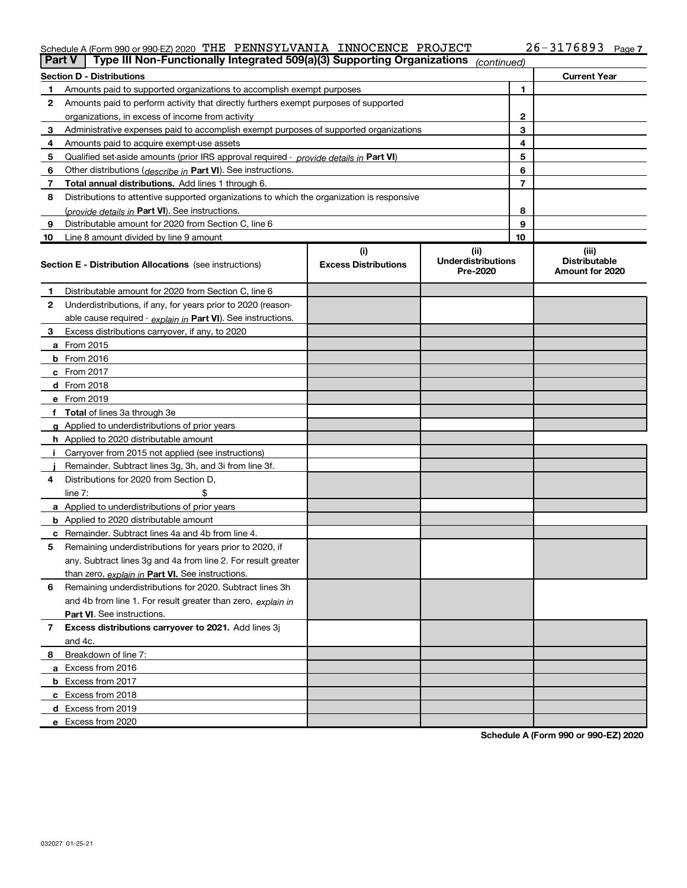Schedule A (Form 990 or 990-EZ) 2020 THE PENNSYLVANIA INNOCENCE PROJECT 26-3176893

## Part V Type III Non-Functionally Integrated 509(a)(3) Supporting Organizations *(continued)*

| Section D - Distributions | | | Current Year |
|---|---|---|---|
| 1 | Amounts paid to supported organizations to accomplish exempt purposes | 1 | |
| 2 | Amounts paid to perform activity that directly furthers exempt purposes of supported organizations, in excess of income from activity | 2 | |
| 3 | Administrative expenses paid to accomplish exempt purposes of supported organizations | 3 | |
| 4 | Amounts paid to acquire exempt-use assets | 4 | |
| 5 | Qualified set-aside amounts (prior IRS approval required - *provide details in* **Part VI**) | 5 | |
| 6 | Other distributions (*describe in* **Part VI**). See instructions. | 6 | |
| 7 | **Total annual distributions.** Add lines 1 through 6. | 7 | |
| 8 | Distributions to attentive supported organizations to which the organization is responsive (*provide details in* **Part VI**). See instructions. | 8 | |
| 9 | Distributable amount for 2020 from Section C, line 6 | 9 | |
| 10 | Line 8 amount divided by line 9 amount | 10 | |

| | Section E - Distribution Allocations (see instructions) | (i) Excess Distributions | (ii) Underdistributions Pre-2020 | (iii) Distributable Amount for 2020 |
|---|---|---|---|---|
| 1 | Distributable amount for 2020 from Section C, line 6 | | | |
| 2 | Underdistributions, if any, for years prior to 2020 (reasonable cause required - *explain in* **Part VI**). See instructions. | | | |
| 3 | Excess distributions carryover, if any, to 2020 | | | |
| a | From 2015 | | | |
| b | From 2016 | | | |
| c | From 2017 | | | |
| d | From 2018 | | | |
| e | From 2019 | | | |
| f | **Total** of lines 3a through 3e | | | |
| g | Applied to underdistributions of prior years | | | |
| h | Applied to 2020 distributable amount | | | |
| i | Carryover from 2015 not applied (see instructions) | | | |
| j | Remainder. Subtract lines 3g, 3h, and 3i from line 3f. | | | |
| 4 | Distributions for 2020 from Section D, line 7: $ | | | |
| a | Applied to underdistributions of prior years | | | |
| b | Applied to 2020 distributable amount | | | |
| c | Remainder. Subtract lines 4a and 4b from line 4. | | | |
| 5 | Remaining underdistributions for years prior to 2020, if any. Subtract lines 3g and 4a from line 2. For result greater than zero, *explain in* **Part VI.** See instructions. | | | |
| 6 | Remaining underdistributions for 2020. Subtract lines 3h and 4b from line 1. For result greater than zero, *explain in* **Part VI**. See instructions. | | | |
| 7 | **Excess distributions carryover to 2021.** Add lines 3j and 4c. | | | |
| 8 | Breakdown of line 7: | | | |
| a | Excess from 2016 | | | |
| b | Excess from 2017 | | | |
| c | Excess from 2018 | | | |
| d | Excess from 2019 | | | |
| e | Excess from 2020 | | | |

**Schedule A (Form 990 or 990-EZ) 2020**

032027 01-25-21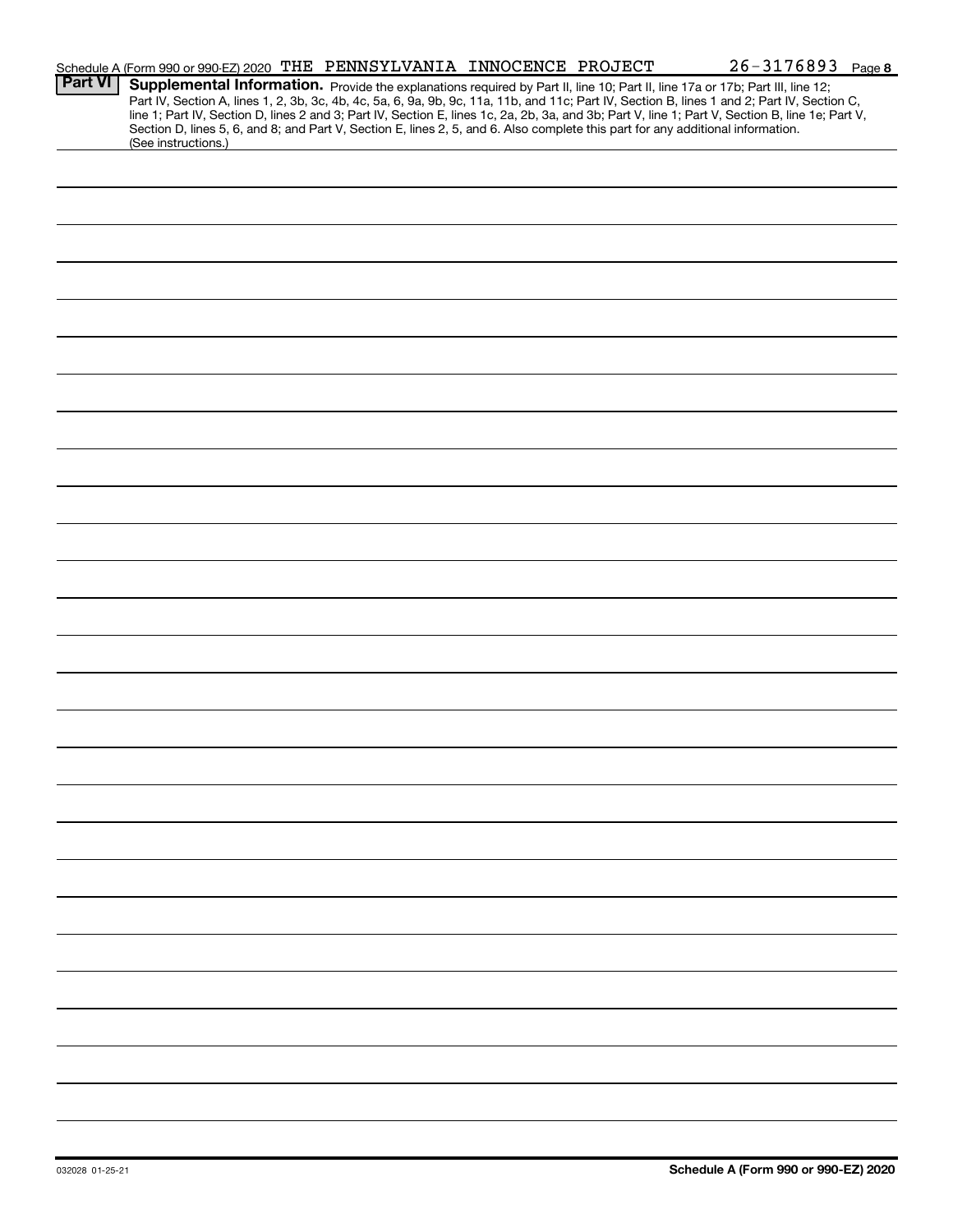Schedule A (Form 990 or 990-EZ) 2020 THE PENNSYLVANIA INNOCENCE PROJECT 26-3176893 Page 8

**Part VI** **Supplemental Information.** Provide the explanations required by Part II, line 10; Part II, line 17a or 17b; Part III, line 12; Part IV, Section A, lines 1, 2, 3b, 3c, 4b, 4c, 5a, 6, 9a, 9b, 9c, 11a, 11b, and 11c; Part IV, Section B, lines 1 and 2; Part IV, Section C, line 1; Part IV, Section D, lines 2 and 3; Part IV, Section E, lines 1c, 2a, 2b, 3a, and 3b; Part V, line 1; Part V, Section B, line 1e; Part V, Section D, lines 5, 6, and 8; and Part V, Section E, lines 2, 5, and 6. Also complete this part for any additional information. (See instructions.)

032028 01-25-21

**Schedule A (Form 990 or 990-EZ) 2020**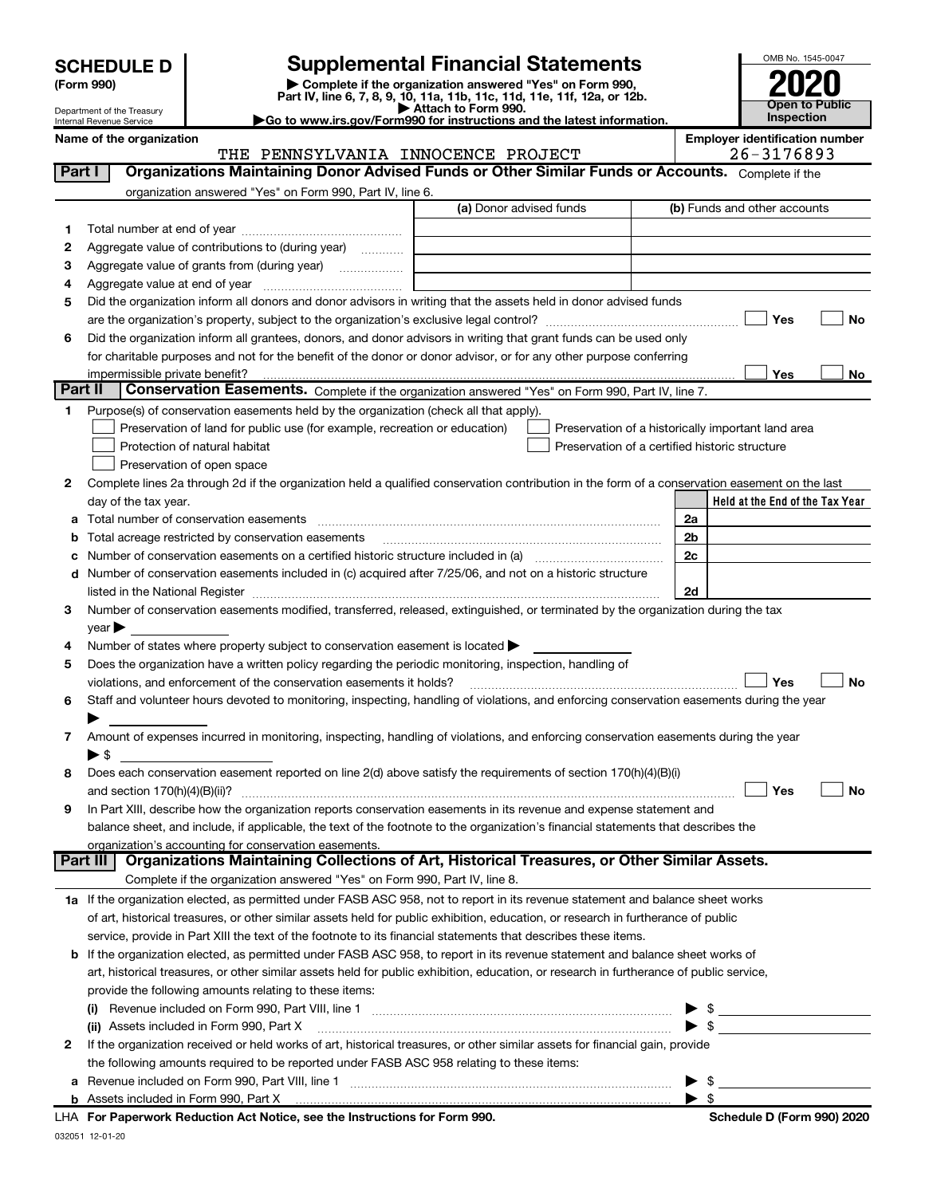# SCHEDULE D (Form 990)

Department of the Treasury
Internal Revenue Service

# Supplemental Financial Statements

▶ Complete if the organization answered "Yes" on Form 990, Part IV, line 6, 7, 8, 9, 10, 11a, 11b, 11c, 11d, 11e, 11f, 12a, or 12b.
▶ Attach to Form 990.
▶Go to www.irs.gov/Form990 for instructions and the latest information.

OMB No. 1545-0047

**2020**

**Open to Public Inspection**

**Name of the organization**
THE PENNSYLVANIA INNOCENCE PROJECT

**Employer identification number**
26-3176893

## Part I Organizations Maintaining Donor Advised Funds or Other Similar Funds or Accounts.

Complete if the organization answered "Yes" on Form 990, Part IV, line 6.

| | | (a) Donor advised funds | (b) Funds and other accounts |
|---|---|---|---|
| 1 | Total number at end of year | | |
| 2 | Aggregate value of contributions to (during year) | | |
| 3 | Aggregate value of grants from (during year) | | |
| 4 | Aggregate value at end of year | | |

5 Did the organization inform all donors and donor advisors in writing that the assets held in donor advised funds are the organization's property, subject to the organization's exclusive legal control? ☐ Yes ☐ No

6 Did the organization inform all grantees, donors, and donor advisors in writing that grant funds can be used only for charitable purposes and not for the benefit of the donor or donor advisor, or for any other purpose conferring impermissible private benefit? ☐ Yes ☐ No

## Part II Conservation Easements.

Complete if the organization answered "Yes" on Form 990, Part IV, line 7.

1 Purpose(s) of conservation easements held by the organization (check all that apply).

- ☐ Preservation of land for public use (for example, recreation or education)
- ☐ Protection of natural habitat
- ☐ Preservation of open space
- ☐ Preservation of a historically important land area
- ☐ Preservation of a certified historic structure

2 Complete lines 2a through 2d if the organization held a qualified conservation contribution in the form of a conservation easement on the last day of the tax year.

| | | | Held at the End of the Tax Year |
|---|---|---|---|
| a | Total number of conservation easements | 2a | |
| b | Total acreage restricted by conservation easements | 2b | |
| c | Number of conservation easements on a certified historic structure included in (a) | 2c | |
| d | Number of conservation easements included in (c) acquired after 7/25/06, and not on a historic structure listed in the National Register | 2d | |

3 Number of conservation easements modified, transferred, released, extinguished, or terminated by the organization during the tax year ▶

4 Number of states where property subject to conservation easement is located ▶

5 Does the organization have a written policy regarding the periodic monitoring, inspection, handling of violations, and enforcement of the conservation easements it holds? ☐ Yes ☐ No

6 Staff and volunteer hours devoted to monitoring, inspecting, handling of violations, and enforcing conservation easements during the year ▶

7 Amount of expenses incurred in monitoring, inspecting, handling of violations, and enforcing conservation easements during the year ▶ $

8 Does each conservation easement reported on line 2(d) above satisfy the requirements of section 170(h)(4)(B)(i) and section 170(h)(4)(B)(ii)? ☐ Yes ☐ No

9 In Part XIII, describe how the organization reports conservation easements in its revenue and expense statement and balance sheet, and include, if applicable, the text of the footnote to the organization's financial statements that describes the organization's accounting for conservation easements.

## Part III Organizations Maintaining Collections of Art, Historical Treasures, or Other Similar Assets.

Complete if the organization answered "Yes" on Form 990, Part IV, line 8.

1a If the organization elected, as permitted under FASB ASC 958, not to report in its revenue statement and balance sheet works of art, historical treasures, or other similar assets held for public exhibition, education, or research in furtherance of public service, provide in Part XIII the text of the footnote to its financial statements that describes these items.

b If the organization elected, as permitted under FASB ASC 958, to report in its revenue statement and balance sheet works of art, historical treasures, or other similar assets held for public exhibition, education, or research in furtherance of public service, provide the following amounts relating to these items:

(i) Revenue included on Form 990, Part VIII, line 1 ▶ $

(ii) Assets included in Form 990, Part X ▶ $

2 If the organization received or held works of art, historical treasures, or other similar assets for financial gain, provide the following amounts required to be reported under FASB ASC 958 relating to these items:

a Revenue included on Form 990, Part VIII, line 1 ▶ $

b Assets included in Form 990, Part X ▶ $

LHA For Paperwork Reduction Act Notice, see the Instructions for Form 990. Schedule D (Form 990) 2020

032051 12-01-20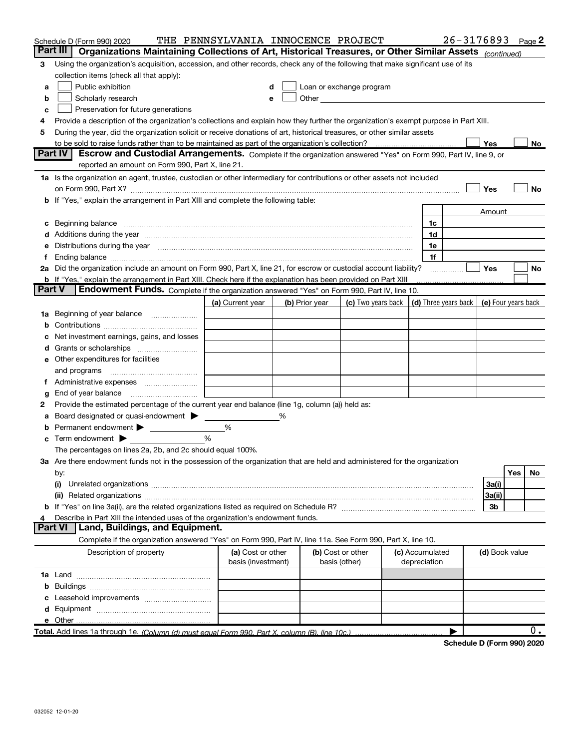Schedule D (Form 990) 2020 THE PENNSYLVANIA INNOCENCE PROJECT 26-3176893 Page 2

**Part III Organizations Maintaining Collections of Art, Historical Treasures, or Other Similar Assets** *(continued)*

3 Using the organization's acquisition, accession, and other records, check any of the following that make significant use of its collection items (check all that apply):

a ☐ Public exhibition
b ☐ Scholarly research
c ☐ Preservation for future generations
d ☐ Loan or exchange program
e ☐ Other

4 Provide a description of the organization's collections and explain how they further the organization's exempt purpose in Part XIII.

5 During the year, did the organization solicit or receive donations of art, historical treasures, or other similar assets to be sold to raise funds rather than to be maintained as part of the organization's collection? ☐ Yes ☐ No

**Part IV Escrow and Custodial Arrangements.** Complete if the organization answered "Yes" on Form 990, Part IV, line 9, or reported an amount on Form 990, Part X, line 21.

1a Is the organization an agent, trustee, custodian or other intermediary for contributions or other assets not included on Form 990, Part X? ☐ Yes ☐ No

b If "Yes," explain the arrangement in Part XIII and complete the following table:

| | | Amount |
|---|---|---|
| c Beginning balance | 1c | |
| d Additions during the year | 1d | |
| e Distributions during the year | 1e | |
| f Ending balance | 1f | |

2a Did the organization include an amount on Form 990, Part X, line 21, for escrow or custodial account liability? ☐ Yes ☐ No

b If "Yes," explain the arrangement in Part XIII. Check here if the explanation has been provided on Part XIII ☐

**Part V Endowment Funds.** Complete if the organization answered "Yes" on Form 990, Part IV, line 10.

| | (a) Current year | (b) Prior year | (c) Two years back | (d) Three years back | (e) Four years back |
|---|---|---|---|---|---|
| 1a Beginning of year balance | | | | | |
| b Contributions | | | | | |
| c Net investment earnings, gains, and losses | | | | | |
| d Grants or scholarships | | | | | |
| e Other expenditures for facilities and programs | | | | | |
| f Administrative expenses | | | | | |
| g End of year balance | | | | | |

2 Provide the estimated percentage of the current year end balance (line 1g, column (a)) held as:

a Board designated or quasi-endowment ▶ %
b Permanent endowment ▶ %
c Term endowment ▶ %

The percentages on lines 2a, 2b, and 2c should equal 100%.

3a Are there endowment funds not in the possession of the organization that are held and administered for the organization by:

| | | Yes | No |
|---|---|---|---|
| (i) Unrelated organizations | 3a(i) | | |
| (ii) Related organizations | 3a(ii) | | |
| b If "Yes" on line 3a(ii), are the related organizations listed as required on Schedule R? | 3b | | |

4 Describe in Part XIII the intended uses of the organization's endowment funds.

**Part VI Land, Buildings, and Equipment.**

Complete if the organization answered "Yes" on Form 990, Part IV, line 11a. See Form 990, Part X, line 10.

| Description of property | (a) Cost or other basis (investment) | (b) Cost or other basis (other) | (c) Accumulated depreciation | (d) Book value |
|---|---|---|---|---|
| 1a Land | | | | |
| b Buildings | | | | |
| c Leasehold improvements | | | | |
| d Equipment | | | | |
| e Other | | | | |
| **Total.** Add lines 1a through 1e. *(Column (d) must equal Form 990, Part X, column (B), line 10c.)* | | | ▶ | 0. |

**Schedule D (Form 990) 2020**

032052 12-01-20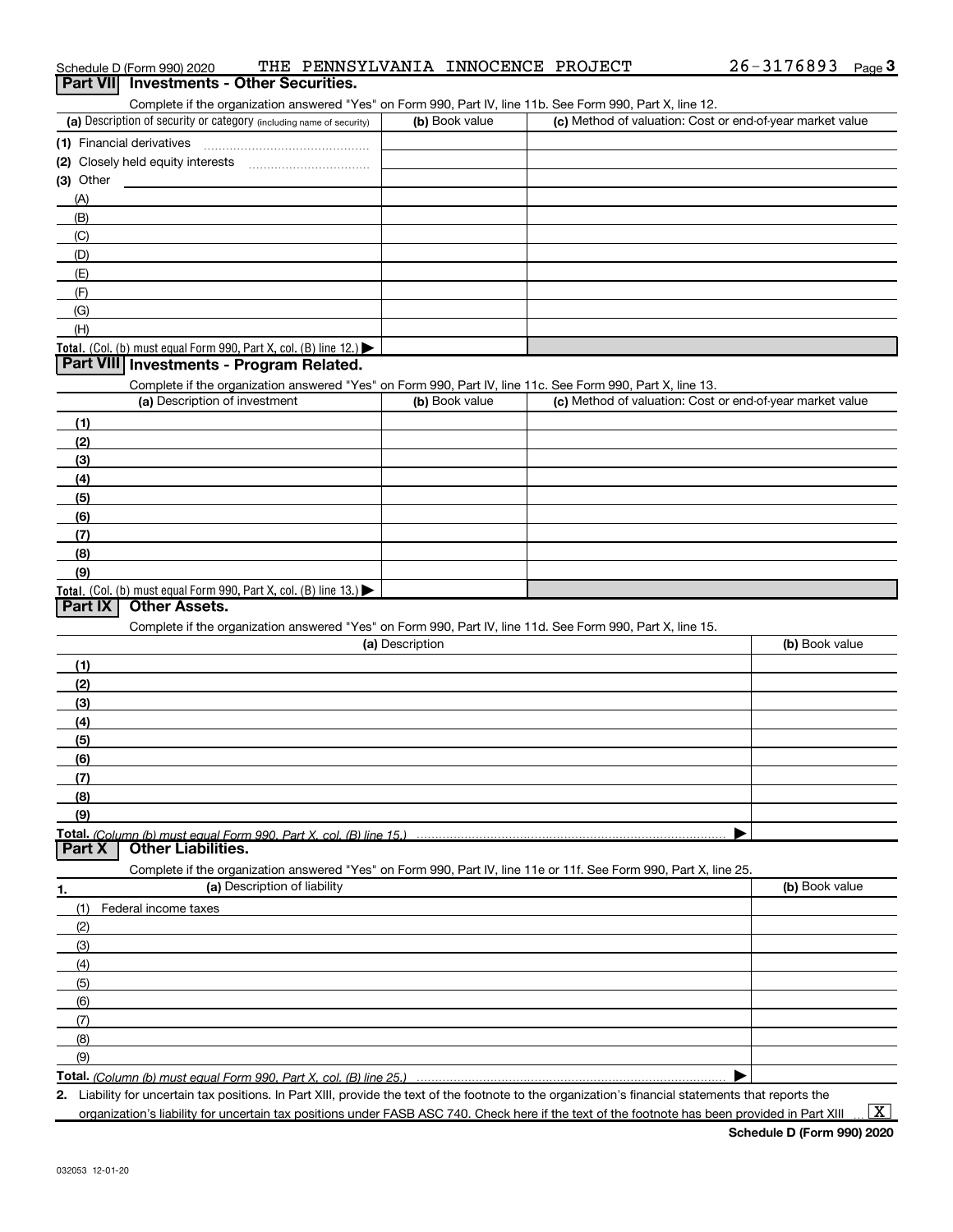Schedule D (Form 990) 2020 THE PENNSYLVANIA INNOCENCE PROJECT 26-3176893

## Part VII Investments - Other Securities.

Complete if the organization answered "Yes" on Form 990, Part IV, line 11b. See Form 990, Part X, line 12.

| (a) Description of security or category (including name of security) | (b) Book value | (c) Method of valuation: Cost or end-of-year market value |
|---|---|---|
| (1) Financial derivatives | | |
| (2) Closely held equity interests | | |
| (3) Other | | |
| (A) | | |
| (B) | | |
| (C) | | |
| (D) | | |
| (E) | | |
| (F) | | |
| (G) | | |
| (H) | | |
| **Total.** (Col. (b) must equal Form 990, Part X, col. (B) line 12.) | | |

## Part VIII Investments - Program Related.

Complete if the organization answered "Yes" on Form 990, Part IV, line 11c. See Form 990, Part X, line 13.

| (a) Description of investment | (b) Book value | (c) Method of valuation: Cost or end-of-year market value |
|---|---|---|
| (1) | | |
| (2) | | |
| (3) | | |
| (4) | | |
| (5) | | |
| (6) | | |
| (7) | | |
| (8) | | |
| (9) | | |
| **Total.** (Col. (b) must equal Form 990, Part X, col. (B) line 13.) | | |

## Part IX Other Assets.

Complete if the organization answered "Yes" on Form 990, Part IV, line 11d. See Form 990, Part X, line 15.

| (a) Description | (b) Book value |
|---|---|
| (1) | |
| (2) | |
| (3) | |
| (4) | |
| (5) | |
| (6) | |
| (7) | |
| (8) | |
| (9) | |
| **Total.** *(Column (b) must equal Form 990, Part X, col. (B) line 15.)* | |

## Part X Other Liabilities.

Complete if the organization answered "Yes" on Form 990, Part IV, line 11e or 11f. See Form 990, Part X, line 25.

| 1. (a) Description of liability | (b) Book value |
|---|---|
| (1) Federal income taxes | |
| (2) | |
| (3) | |
| (4) | |
| (5) | |
| (6) | |
| (7) | |
| (8) | |
| (9) | |
| **Total.** *(Column (b) must equal Form 990, Part X, col. (B) line 25.)* | |

2. Liability for uncertain tax positions. In Part XIII, provide the text of the footnote to the organization's financial statements that reports the organization's liability for uncertain tax positions under FASB ASC 740. Check here if the text of the footnote has been provided in Part XIII [X]

Schedule D (Form 990) 2020

032053 12-01-20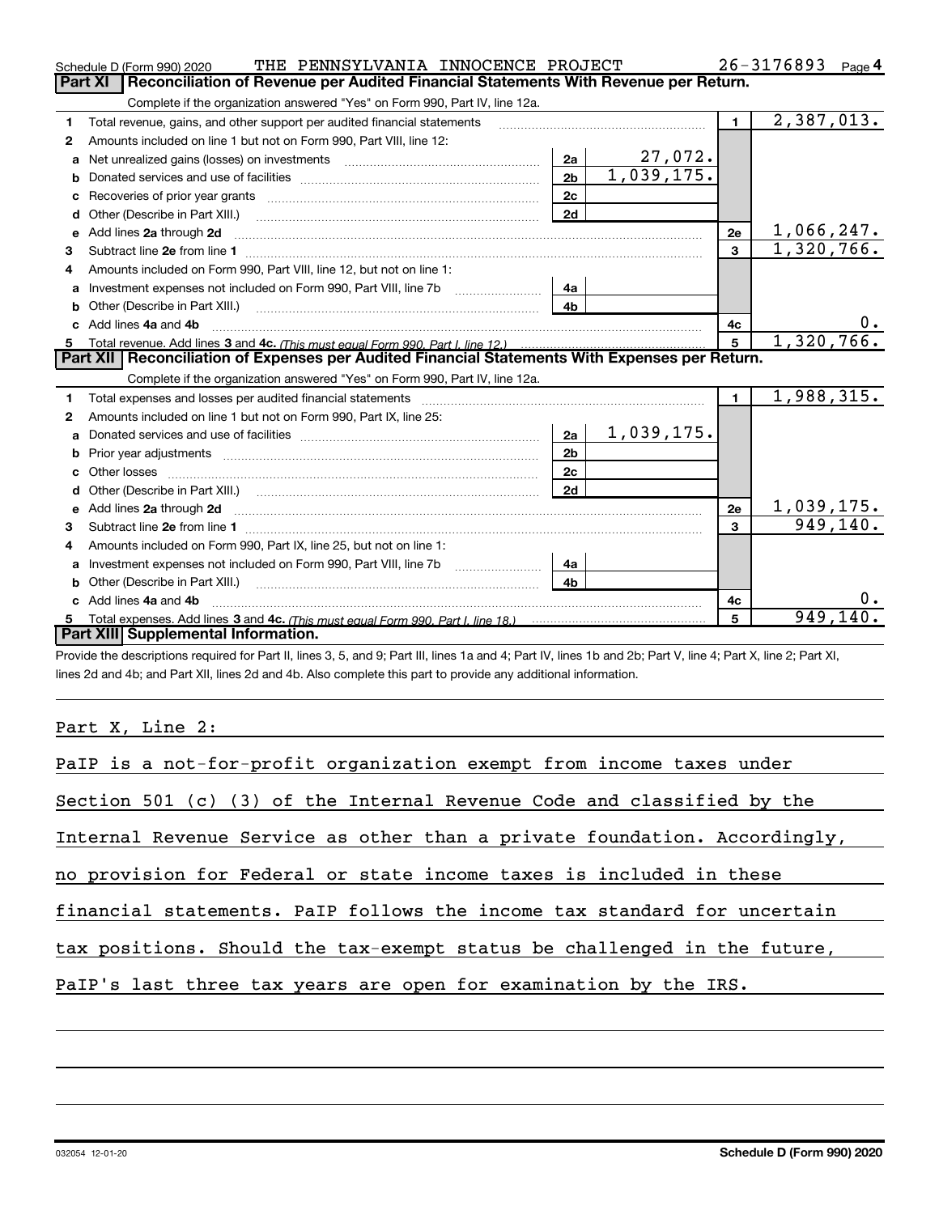Schedule D (Form 990) 2020 THE PENNSYLVANIA INNOCENCE PROJECT 26-3176893 Page 4

## Part XI Reconciliation of Revenue per Audited Financial Statements With Revenue per Return.

Complete if the organization answered "Yes" on Form 990, Part IV, line 12a.

| | | | | | |
|---|---|---|---|---|---|
| 1 | Total revenue, gains, and other support per audited financial statements | | | 1 | 2,387,013. |
| 2 | Amounts included on line 1 but not on Form 990, Part VIII, line 12: | | | | |
| a | Net unrealized gains (losses) on investments | 2a | 27,072. | | |
| b | Donated services and use of facilities | 2b | 1,039,175. | | |
| c | Recoveries of prior year grants | 2c | | | |
| d | Other (Describe in Part XIII.) | 2d | | | |
| e | Add lines **2a** through **2d** | | | 2e | 1,066,247. |
| 3 | Subtract line **2e** from line **1** | | | 3 | 1,320,766. |
| 4 | Amounts included on Form 990, Part VIII, line 12, but not on line 1: | | | | |
| a | Investment expenses not included on Form 990, Part VIII, line 7b | 4a | | | |
| b | Other (Describe in Part XIII.) | 4b | | | |
| c | Add lines **4a** and **4b** | | | 4c | 0. |
| 5 | Total revenue. Add lines **3** and **4c.** *(This must equal Form 990, Part I, line 12.)* | | | 5 | 1,320,766. |

## Part XII Reconciliation of Expenses per Audited Financial Statements With Expenses per Return.

Complete if the organization answered "Yes" on Form 990, Part IV, line 12a.

| | | | | | |
|---|---|---|---|---|---|
| 1 | Total expenses and losses per audited financial statements | | | 1 | 1,988,315. |
| 2 | Amounts included on line 1 but not on Form 990, Part IX, line 25: | | | | |
| a | Donated services and use of facilities | 2a | 1,039,175. | | |
| b | Prior year adjustments | 2b | | | |
| c | Other losses | 2c | | | |
| d | Other (Describe in Part XIII.) | 2d | | | |
| e | Add lines **2a** through **2d** | | | 2e | 1,039,175. |
| 3 | Subtract line **2e** from line **1** | | | 3 | 949,140. |
| 4 | Amounts included on Form 990, Part IX, line 25, but not on line 1: | | | | |
| a | Investment expenses not included on Form 990, Part VIII, line 7b | 4a | | | |
| b | Other (Describe in Part XIII.) | 4b | | | |
| c | Add lines **4a** and **4b** | | | 4c | 0. |
| 5 | Total expenses. Add lines **3** and **4c.** *(This must equal Form 990, Part I, line 18.)* | | | 5 | 949,140. |

## Part XIII Supplemental Information.

Provide the descriptions required for Part II, lines 3, 5, and 9; Part III, lines 1a and 4; Part IV, lines 1b and 2b; Part V, line 4; Part X, line 2; Part XI, lines 2d and 4b; and Part XII, lines 2d and 4b. Also complete this part to provide any additional information.

Part X, Line 2:

PaIP is a not-for-profit organization exempt from income taxes under Section 501 (c) (3) of the Internal Revenue Code and classified by the Internal Revenue Service as other than a private foundation. Accordingly, no provision for Federal or state income taxes is included in these financial statements. PaIP follows the income tax standard for uncertain tax positions. Should the tax-exempt status be challenged in the future, PaIP's last three tax years are open for examination by the IRS.

032054 12-01-20 **Schedule D (Form 990) 2020**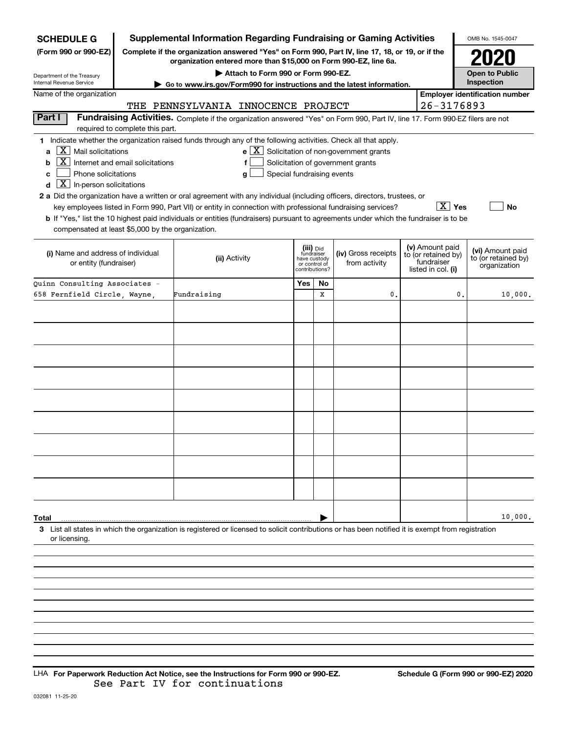**SCHEDULE G** (Form 990 or 990-EZ)

Department of the Treasury
Internal Revenue Service

# Supplemental Information Regarding Fundraising or Gaming Activities

**Complete if the organization answered "Yes" on Form 990, Part IV, line 17, 18, or 19, or if the organization entered more than $15,000 on Form 990-EZ, line 6a.**

**▶ Attach to Form 990 or Form 990-EZ.**

**▶ Go to www.irs.gov/Form990 for instructions and the latest information.**

OMB No. 1545-0047

**2020**

**Open to Public Inspection**

Name of the organization: THE PENNSYLVANIA INNOCENCE PROJECT

Employer identification number: 26-3176893

## Part I Fundraising Activities.

Complete if the organization answered "Yes" on Form 990, Part IV, line 17. Form 990-EZ filers are not required to complete this part.

**1** Indicate whether the organization raised funds through any of the following activities. Check all that apply.

- **a** [X] Mail solicitations
- **b** [X] Internet and email solicitations
- **c** [ ] Phone solicitations
- **d** [X] In-person solicitations
- **e** [X] Solicitation of non-government grants
- **f** [ ] Solicitation of government grants
- **g** [ ] Special fundraising events

**2 a** Did the organization have a written or oral agreement with any individual (including officers, directors, trustees, or key employees listed in Form 990, Part VII) or entity in connection with professional fundraising services? [X] **Yes** [ ] **No**

**b** If "Yes," list the 10 highest paid individuals or entities (fundraisers) pursuant to agreements under which the fundraiser is to be compensated at least $5,000 by the organization.

| (i) Name and address of individual or entity (fundraiser) | (ii) Activity | (iii) Did fundraiser have custody or control of contributions? Yes | No | (iv) Gross receipts from activity | (v) Amount paid to (or retained by) fundraiser listed in col. (i) | (vi) Amount paid to (or retained by) organization |
|---|---|---|---|---|---|---|
| Quinn Consulting Associates - 658 Fernfield Circle, Wayne, | Fundraising | | X | 0. | 0. | 10,000. |
| | | | | | | |
| | | | | | | |
| | | | | | | |
| | | | | | | |
| | | | | | | |
| | | | | | | |
| | | | | | | |
| | | | | | | |
| | | | | | | |
| **Total** ▶ | | | | | | 10,000. |

**3** List all states in which the organization is registered or licensed to solicit contributions or has been notified it is exempt from registration or licensing.

LHA **For Paperwork Reduction Act Notice, see the Instructions for Form 990 or 990-EZ.** **Schedule G (Form 990 or 990-EZ) 2020**

See Part IV for continuations

032081 11-25-20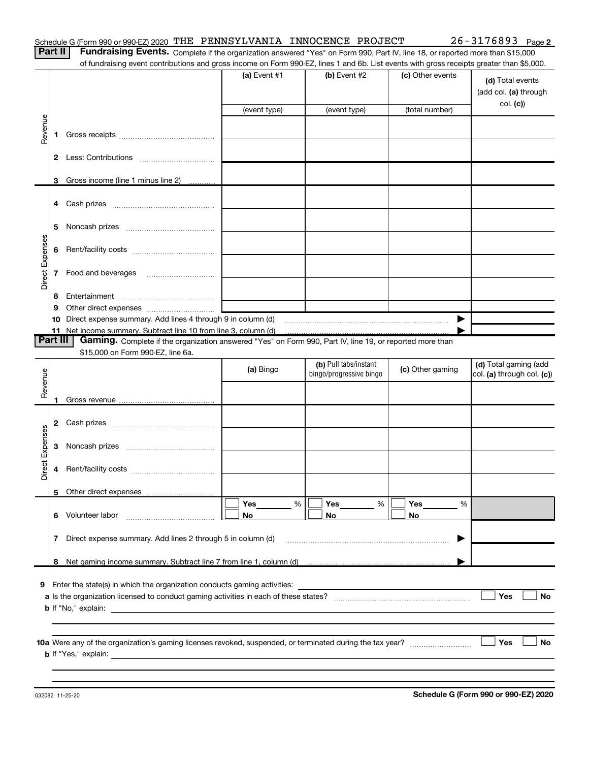Schedule G (Form 990 or 990-EZ) 2020 THE PENNSYLVANIA INNOCENCE PROJECT 26-3176893 Page 2

**Part II** **Fundraising Events.** Complete if the organization answered "Yes" on Form 990, Part IV, line 18, or reported more than $15,000 of fundraising event contributions and gross income on Form 990-EZ, lines 1 and 6b. List events with gross receipts greater than $5,000.

| | | (a) Event #1 | (b) Event #2 | (c) Other events | (d) Total events (add col. (a) through col. (c)) |
|---|---|---|---|---|---|
| | | (event type) | (event type) | (total number) | |
| Revenue | 1 Gross receipts | | | | |
| | 2 Less: Contributions | | | | |
| | 3 Gross income (line 1 minus line 2) | | | | |
| Direct Expenses | 4 Cash prizes | | | | |
| | 5 Noncash prizes | | | | |
| | 6 Rent/facility costs | | | | |
| | 7 Food and beverages | | | | |
| | 8 Entertainment | | | | |
| | 9 Other direct expenses | | | | |
| | 10 Direct expense summary. Add lines 4 through 9 in column (d) | | | ▶ | |
| | 11 Net income summary. Subtract line 10 from line 3, column (d) | | | ▶ | |

**Part III** **Gaming.** Complete if the organization answered "Yes" on Form 990, Part IV, line 19, or reported more than $15,000 on Form 990-EZ, line 6a.

| | | (a) Bingo | (b) Pull tabs/instant bingo/progressive bingo | (c) Other gaming | (d) Total gaming (add col. (a) through col. (c)) |
|---|---|---|---|---|---|
| Revenue | 1 Gross revenue | | | | |
| Direct Expenses | 2 Cash prizes | | | | |
| | 3 Noncash prizes | | | | |
| | 4 Rent/facility costs | | | | |
| | 5 Other direct expenses | | | | |
| | 6 Volunteer labor | ☐ Yes ____ % ☐ No | ☐ Yes ____ % ☐ No | ☐ Yes ____ % ☐ No | |
| | 7 Direct expense summary. Add lines 2 through 5 in column (d) | | | ▶ | |
| | 8 Net gaming income summary. Subtract line 7 from line 1, column (d) | | | ▶ | |

**9** Enter the state(s) in which the organization conducts gaming activities: ____________

**a** Is the organization licensed to conduct gaming activities in each of these states? ☐ Yes ☐ No

**b** If "No," explain: ____________

**10a** Were any of the organization's gaming licenses revoked, suspended, or terminated during the tax year? ☐ Yes ☐ No

**b** If "Yes," explain: ____________

032082 11-25-20 **Schedule G (Form 990 or 990-EZ) 2020**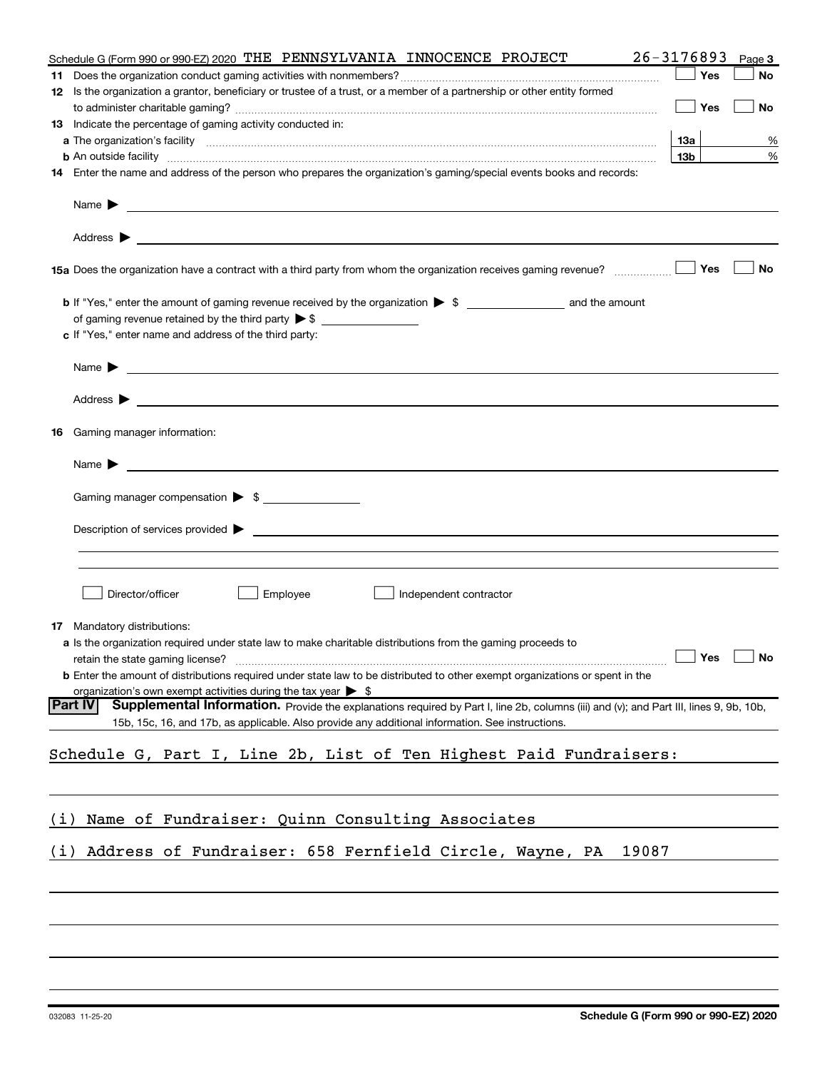Schedule G (Form 990 or 990-EZ) 2020 THE PENNSYLVANIA INNOCENCE PROJECT 26-3176893 Page 3

**11** Does the organization conduct gaming activities with nonmembers? ☐ Yes ☐ No

**12** Is the organization a grantor, beneficiary or trustee of a trust, or a member of a partnership or other entity formed to administer charitable gaming? ☐ Yes ☐ No

**13** Indicate the percentage of gaming activity conducted in:

**a** The organization's facility **13a** %

**b** An outside facility **13b** %

**14** Enter the name and address of the person who prepares the organization's gaming/special events books and records:

Name ▶

Address ▶

**15a** Does the organization have a contract with a third party from whom the organization receives gaming revenue? ☐ Yes ☐ No

**b** If "Yes," enter the amount of gaming revenue received by the organization ▶ $ ________ and the amount of gaming revenue retained by the third party ▶ $ ________

**c** If "Yes," enter name and address of the third party:

Name ▶

Address ▶

**16** Gaming manager information:

Name ▶

Gaming manager compensation ▶ $

Description of services provided ▶

☐ Director/officer ☐ Employee ☐ Independent contractor

**17** Mandatory distributions:

**a** Is the organization required under state law to make charitable distributions from the gaming proceeds to retain the state gaming license? ☐ Yes ☐ No

**b** Enter the amount of distributions required under state law to be distributed to other exempt organizations or spent in the organization's own exempt activities during the tax year ▶ $

**Part IV** **Supplemental Information.** Provide the explanations required by Part I, line 2b, columns (iii) and (v); and Part III, lines 9, 9b, 10b, 15b, 15c, 16, and 17b, as applicable. Also provide any additional information. See instructions.

Schedule G, Part I, Line 2b, List of Ten Highest Paid Fundraisers:

(i) Name of Fundraiser: Quinn Consulting Associates

(i) Address of Fundraiser: 658 Fernfield Circle, Wayne, PA 19087

032083 11-25-20 **Schedule G (Form 990 or 990-EZ) 2020**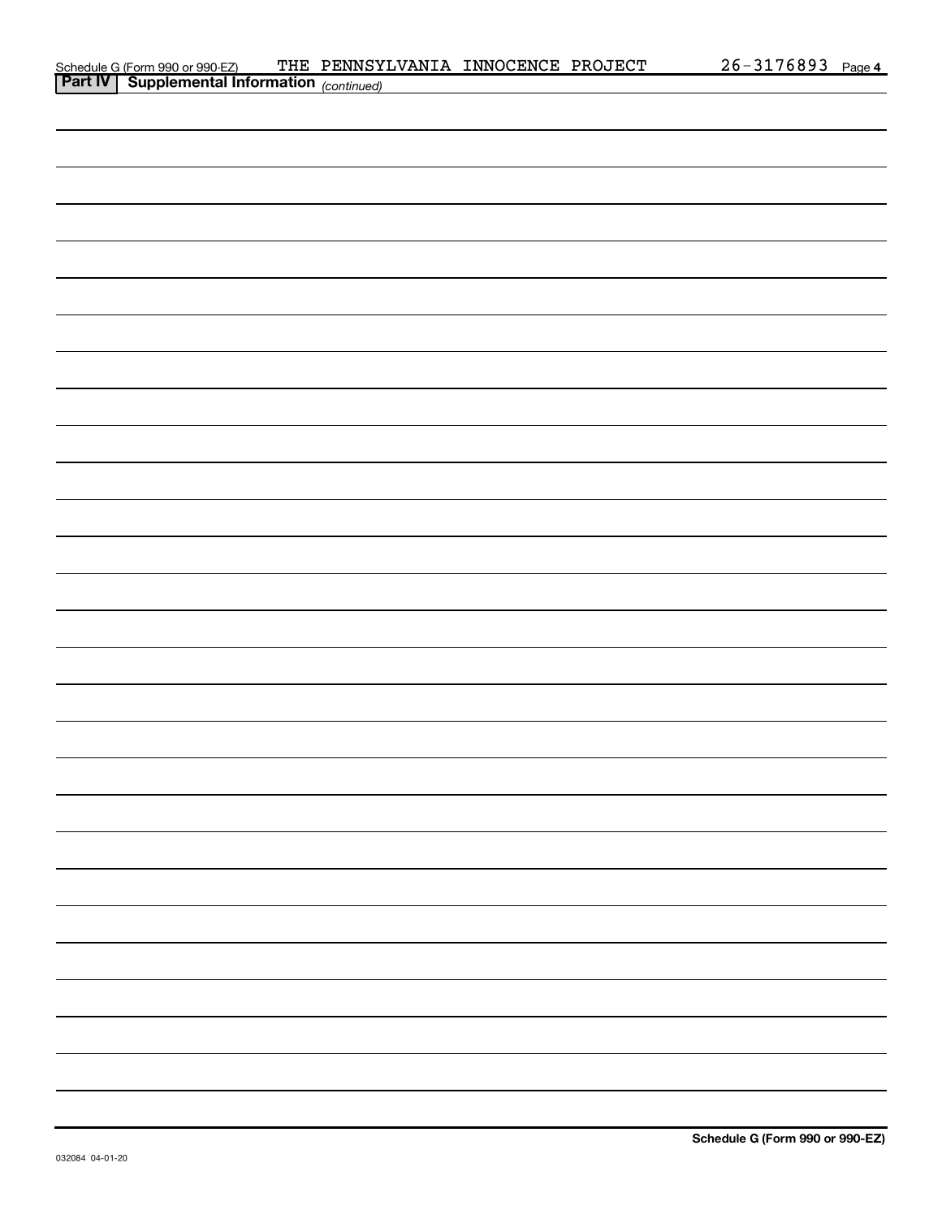Schedule G (Form 990 or 990-EZ) THE PENNSYLVANIA INNOCENCE PROJECT 26-3176893 Page 4

**Part IV | Supplemental Information** *(continued)*

Schedule G (Form 990 or 990-EZ)

032084 04-01-20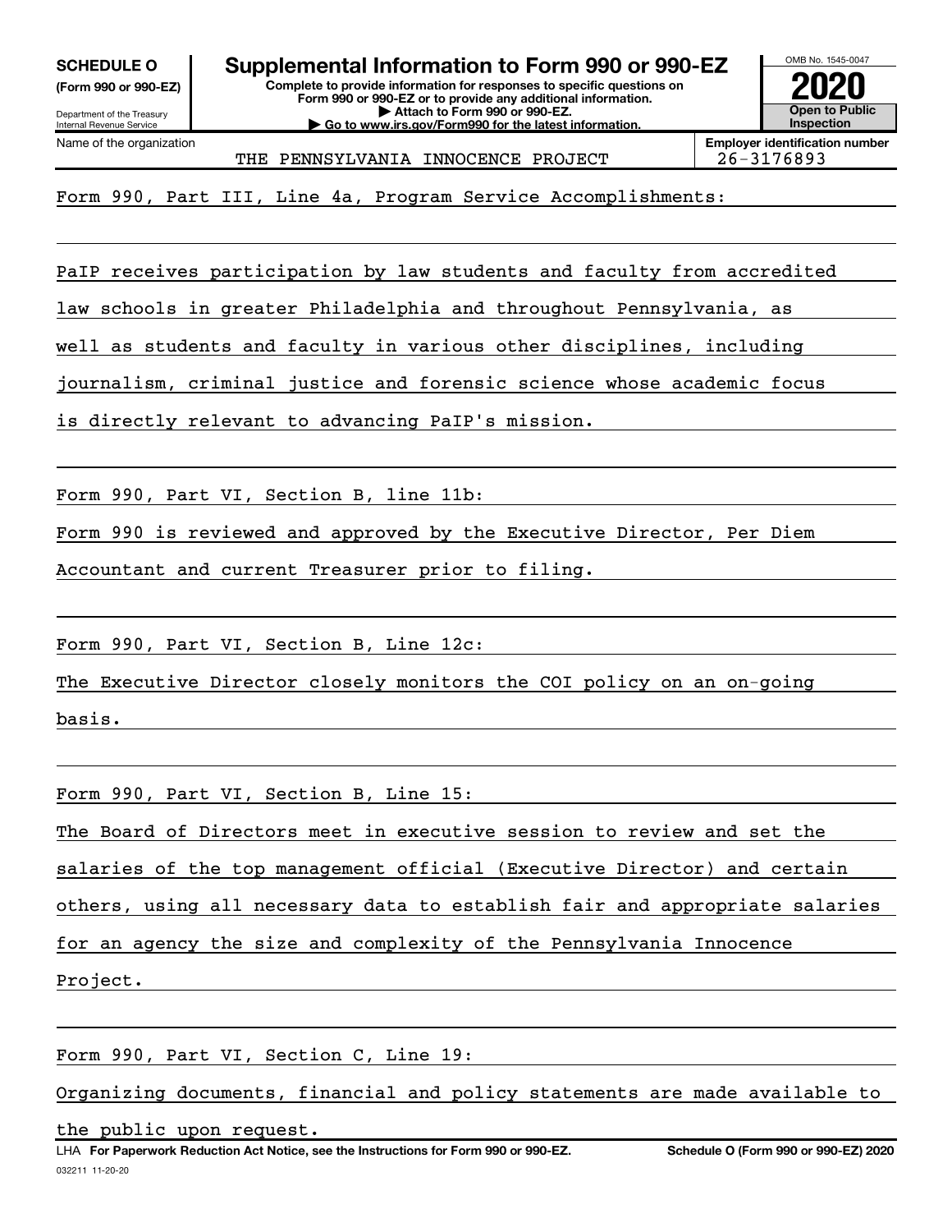**SCHEDULE O**
**(Form 990 or 990-EZ)**

Department of the Treasury
Internal Revenue Service

# Supplemental Information to Form 990 or 990-EZ

**Complete to provide information for responses to specific questions on Form 990 or 990-EZ or to provide any additional information.**
**▶ Attach to Form 990 or 990-EZ.**
**▶ Go to www.irs.gov/Form990 for the latest information.**

OMB No. 1545-0047
**2020**
**Open to Public Inspection**

Name of the organization: THE PENNSYLVANIA INNOCENCE PROJECT

**Employer identification number:** 26-3176893

Form 990, Part III, Line 4a, Program Service Accomplishments:

PaIP receives participation by law students and faculty from accredited law schools in greater Philadelphia and throughout Pennsylvania, as well as students and faculty in various other disciplines, including journalism, criminal justice and forensic science whose academic focus is directly relevant to advancing PaIP's mission.

Form 990, Part VI, Section B, line 11b:

Form 990 is reviewed and approved by the Executive Director, Per Diem Accountant and current Treasurer prior to filing.

Form 990, Part VI, Section B, Line 12c:

The Executive Director closely monitors the COI policy on an on-going basis.

Form 990, Part VI, Section B, Line 15:

The Board of Directors meet in executive session to review and set the salaries of the top management official (Executive Director) and certain others, using all necessary data to establish fair and appropriate salaries for an agency the size and complexity of the Pennsylvania Innocence Project.

Form 990, Part VI, Section C, Line 19:

Organizing documents, financial and policy statements are made available to the public upon request.

LHA **For Paperwork Reduction Act Notice, see the Instructions for Form 990 or 990-EZ.** **Schedule O (Form 990 or 990-EZ) 2020**

032211 11-20-20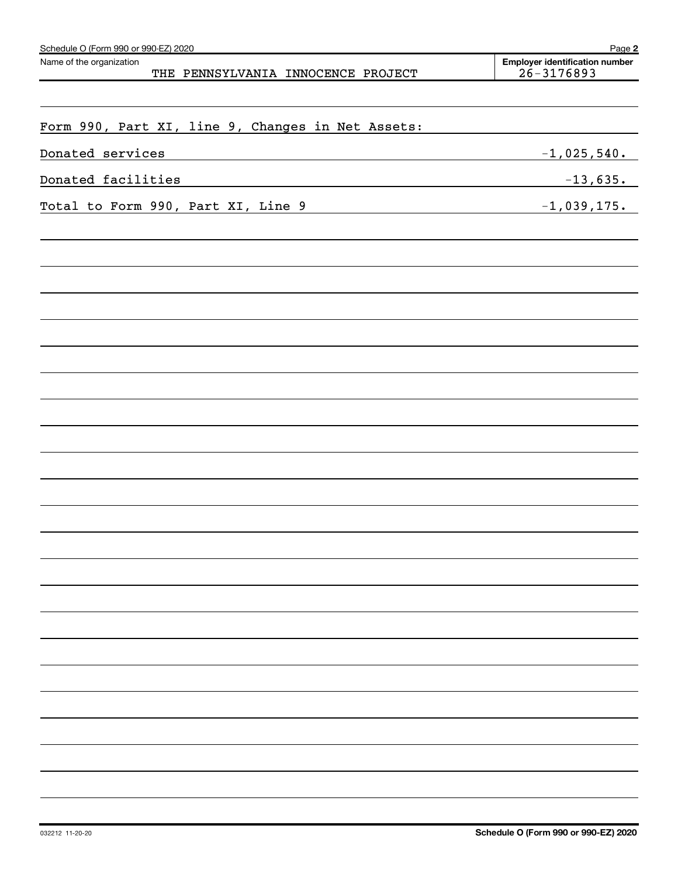Schedule O (Form 990 or 990-EZ) 2020

Name of the organization: THE PENNSYLVANIA INNOCENCE PROJECT

Employer identification number: 26-3176893

Form 990, Part XI, line 9, Changes in Net Assets:

| | |
|---|---|
| Donated services | -1,025,540. |
| Donated facilities | -13,635. |
| Total to Form 990, Part XI, Line 9 | -1,039,175. |

032212 11-20-20

Schedule O (Form 990 or 990-EZ) 2020